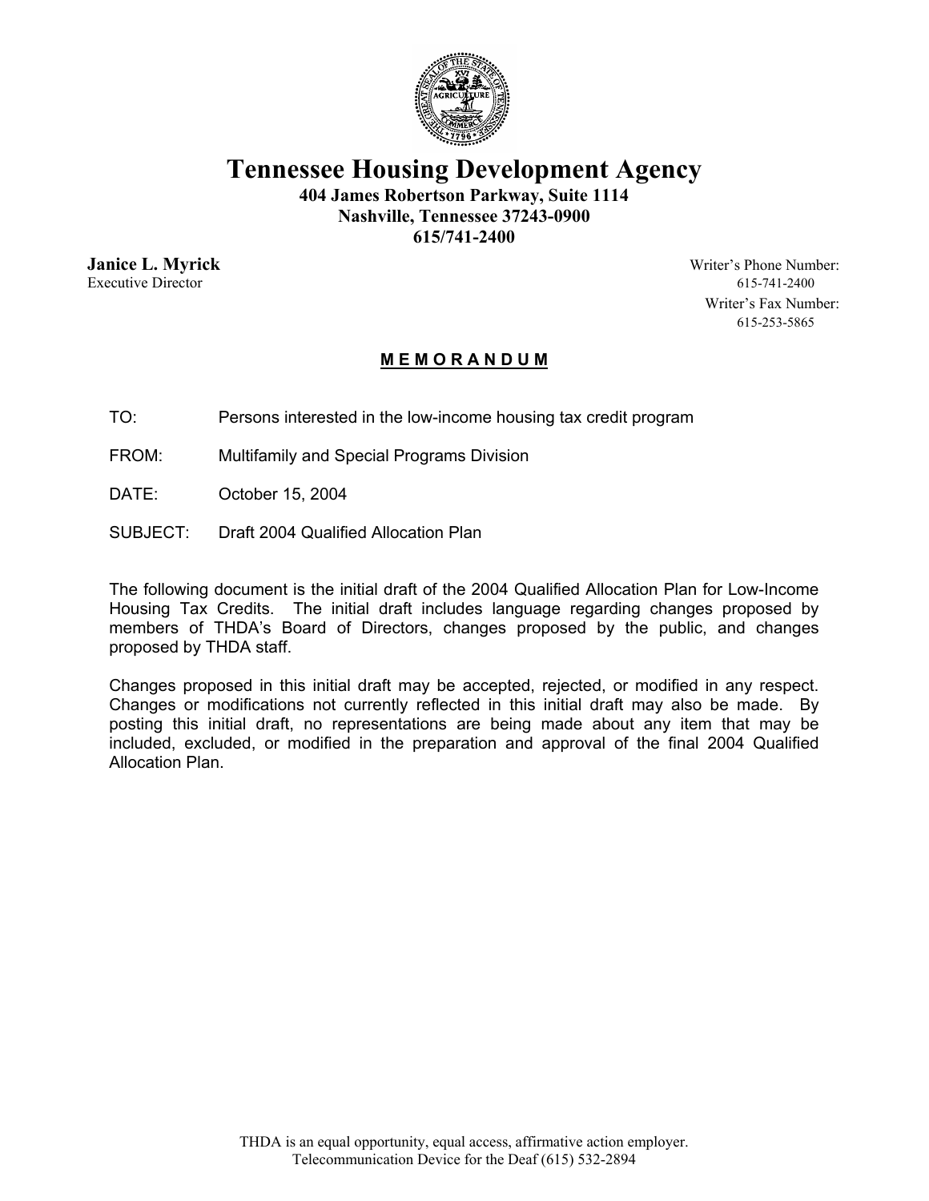# Tennessee Housing Development Agency

**404 James Robertson Parkway, Suite 1114**
**Nashville, Tennessee 37243-0900**
**615/741-2400**

**Janice L. Myrick**
Executive Director

Writer's Phone Number:
615-741-2400
Writer's Fax Number:
615-253-5865

## MEMORANDUM

TO: Persons interested in the low-income housing tax credit program

FROM: Multifamily and Special Programs Division

DATE: October 15, 2004

SUBJECT: Draft 2004 Qualified Allocation Plan

The following document is the initial draft of the 2004 Qualified Allocation Plan for Low-Income Housing Tax Credits. The initial draft includes language regarding changes proposed by members of THDA's Board of Directors, changes proposed by the public, and changes proposed by THDA staff.

Changes proposed in this initial draft may be accepted, rejected, or modified in any respect. Changes or modifications not currently reflected in this initial draft may also be made. By posting this initial draft, no representations are being made about any item that may be included, excluded, or modified in the preparation and approval of the final 2004 Qualified Allocation Plan.

THDA is an equal opportunity, equal access, affirmative action employer.
Telecommunication Device for the Deaf (615) 532-2894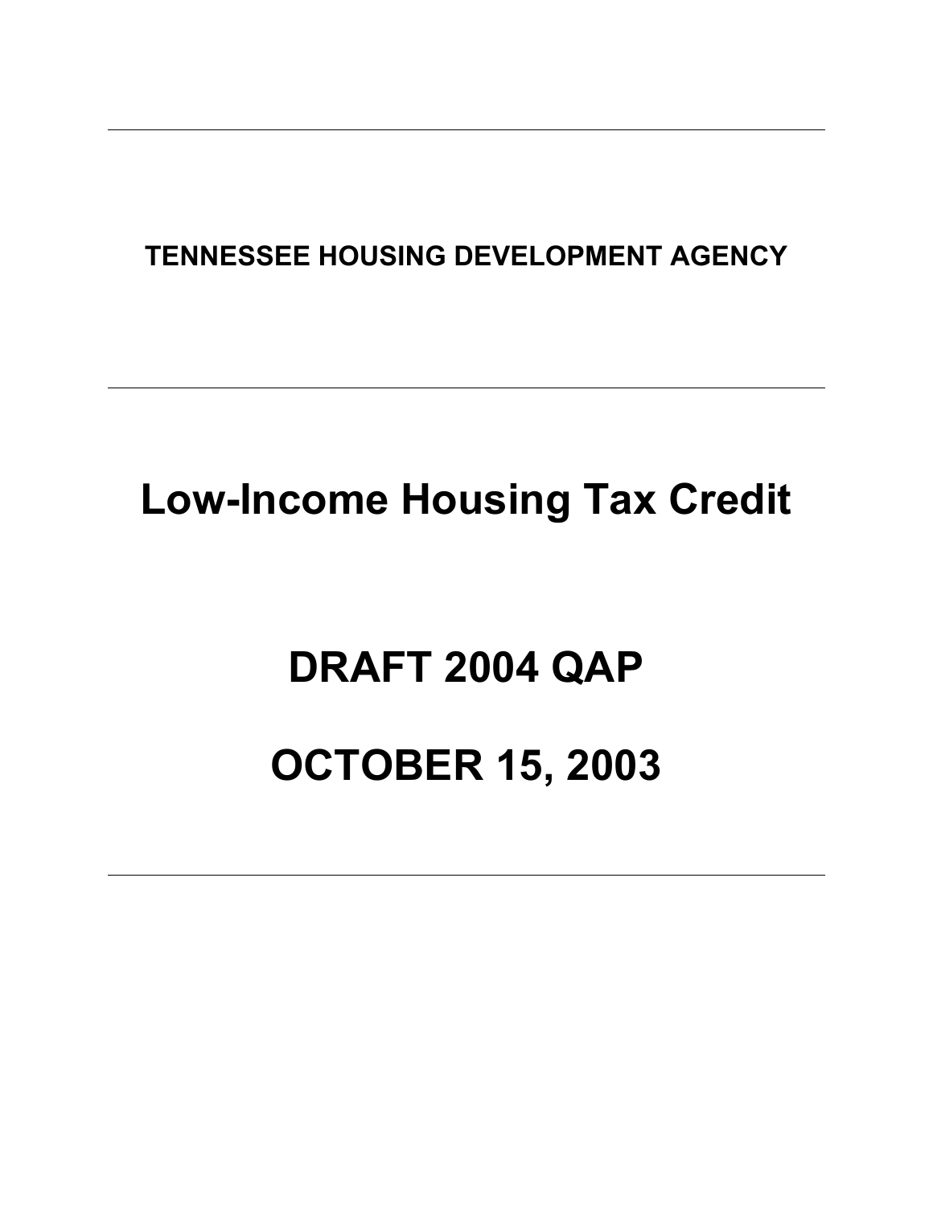---

**TENNESSEE HOUSING DEVELOPMENT AGENCY**

---

# Low-Income Housing Tax Credit

# DRAFT 2004 QAP

# OCTOBER 15, 2003

---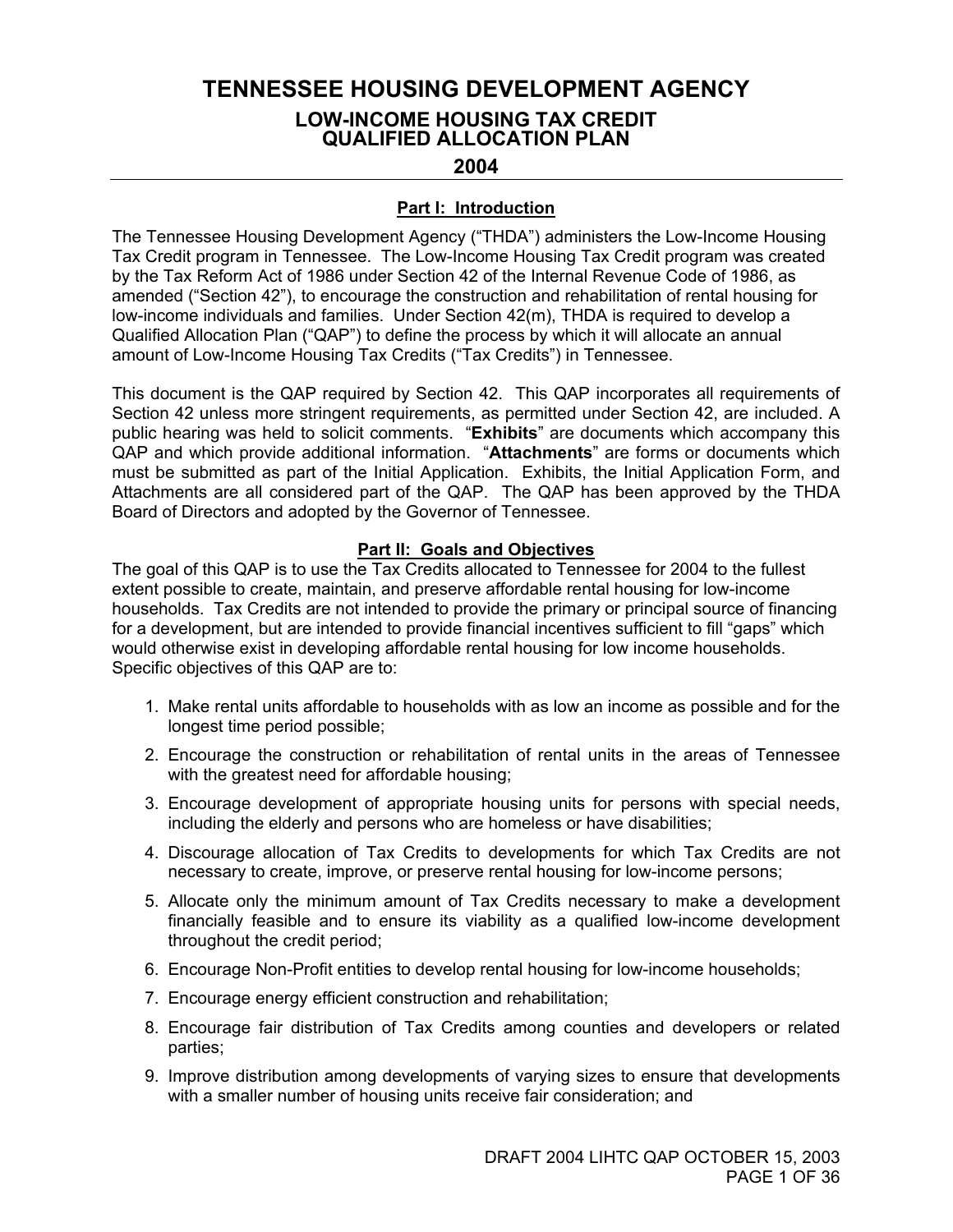# TENNESSEE HOUSING DEVELOPMENT AGENCY

## LOW-INCOME HOUSING TAX CREDIT QUALIFIED ALLOCATION PLAN

## 2004

### Part I: Introduction

The Tennessee Housing Development Agency ("THDA") administers the Low-Income Housing Tax Credit program in Tennessee. The Low-Income Housing Tax Credit program was created by the Tax Reform Act of 1986 under Section 42 of the Internal Revenue Code of 1986, as amended ("Section 42"), to encourage the construction and rehabilitation of rental housing for low-income individuals and families. Under Section 42(m), THDA is required to develop a Qualified Allocation Plan ("QAP") to define the process by which it will allocate an annual amount of Low-Income Housing Tax Credits ("Tax Credits") in Tennessee.

This document is the QAP required by Section 42. This QAP incorporates all requirements of Section 42 unless more stringent requirements, as permitted under Section 42, are included. A public hearing was held to solicit comments. "**Exhibits**" are documents which accompany this QAP and which provide additional information. "**Attachments**" are forms or documents which must be submitted as part of the Initial Application. Exhibits, the Initial Application Form, and Attachments are all considered part of the QAP. The QAP has been approved by the THDA Board of Directors and adopted by the Governor of Tennessee.

### Part II: Goals and Objectives

The goal of this QAP is to use the Tax Credits allocated to Tennessee for 2004 to the fullest extent possible to create, maintain, and preserve affordable rental housing for low-income households. Tax Credits are not intended to provide the primary or principal source of financing for a development, but are intended to provide financial incentives sufficient to fill "gaps" which would otherwise exist in developing affordable rental housing for low income households. Specific objectives of this QAP are to:

1. Make rental units affordable to households with as low an income as possible and for the longest time period possible;
2. Encourage the construction or rehabilitation of rental units in the areas of Tennessee with the greatest need for affordable housing;
3. Encourage development of appropriate housing units for persons with special needs, including the elderly and persons who are homeless or have disabilities;
4. Discourage allocation of Tax Credits to developments for which Tax Credits are not necessary to create, improve, or preserve rental housing for low-income persons;
5. Allocate only the minimum amount of Tax Credits necessary to make a development financially feasible and to ensure its viability as a qualified low-income development throughout the credit period;
6. Encourage Non-Profit entities to develop rental housing for low-income households;
7. Encourage energy efficient construction and rehabilitation;
8. Encourage fair distribution of Tax Credits among counties and developers or related parties;
9. Improve distribution among developments of varying sizes to ensure that developments with a smaller number of housing units receive fair consideration; and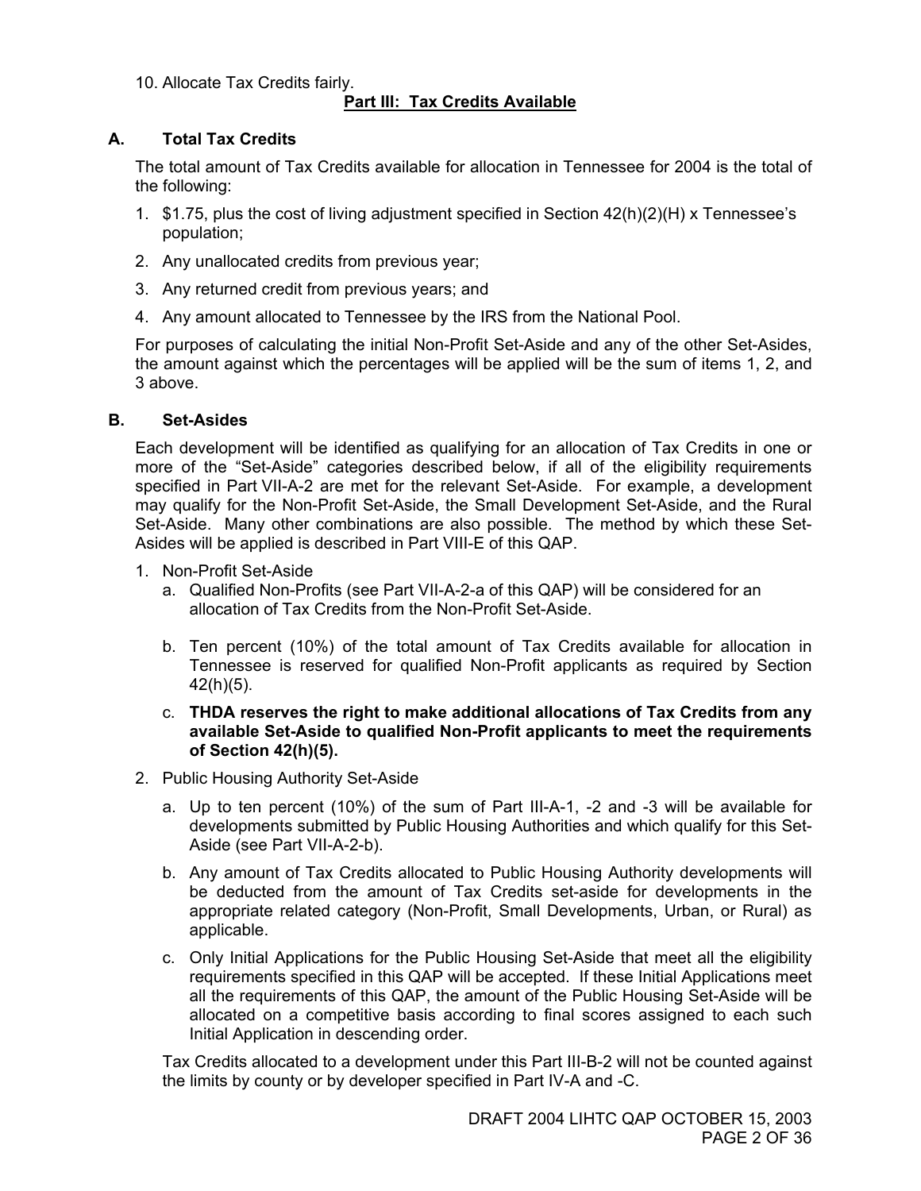10. Allocate Tax Credits fairly.

## Part III: Tax Credits Available

### A. Total Tax Credits

The total amount of Tax Credits available for allocation in Tennessee for 2004 is the total of the following:

1. $1.75, plus the cost of living adjustment specified in Section 42(h)(2)(H) x Tennessee's population;
2. Any unallocated credits from previous year;
3. Any returned credit from previous years; and
4. Any amount allocated to Tennessee by the IRS from the National Pool.

For purposes of calculating the initial Non-Profit Set-Aside and any of the other Set-Asides, the amount against which the percentages will be applied will be the sum of items 1, 2, and 3 above.

### B. Set-Asides

Each development will be identified as qualifying for an allocation of Tax Credits in one or more of the "Set-Aside" categories described below, if all of the eligibility requirements specified in Part VII-A-2 are met for the relevant Set-Aside. For example, a development may qualify for the Non-Profit Set-Aside, the Small Development Set-Aside, and the Rural Set-Aside. Many other combinations are also possible. The method by which these Set-Asides will be applied is described in Part VIII-E of this QAP.

1. Non-Profit Set-Aside
   a. Qualified Non-Profits (see Part VII-A-2-a of this QAP) will be considered for an allocation of Tax Credits from the Non-Profit Set-Aside.
   b. Ten percent (10%) of the total amount of Tax Credits available for allocation in Tennessee is reserved for qualified Non-Profit applicants as required by Section 42(h)(5).
   c. **THDA reserves the right to make additional allocations of Tax Credits from any available Set-Aside to qualified Non-Profit applicants to meet the requirements of Section 42(h)(5).**
2. Public Housing Authority Set-Aside
   a. Up to ten percent (10%) of the sum of Part III-A-1, -2 and -3 will be available for developments submitted by Public Housing Authorities and which qualify for this Set-Aside (see Part VII-A-2-b).
   b. Any amount of Tax Credits allocated to Public Housing Authority developments will be deducted from the amount of Tax Credits set-aside for developments in the appropriate related category (Non-Profit, Small Developments, Urban, or Rural) as applicable.
   c. Only Initial Applications for the Public Housing Set-Aside that meet all the eligibility requirements specified in this QAP will be accepted. If these Initial Applications meet all the requirements of this QAP, the amount of the Public Housing Set-Aside will be allocated on a competitive basis according to final scores assigned to each such Initial Application in descending order.

   Tax Credits allocated to a development under this Part III-B-2 will not be counted against the limits by county or by developer specified in Part IV-A and -C.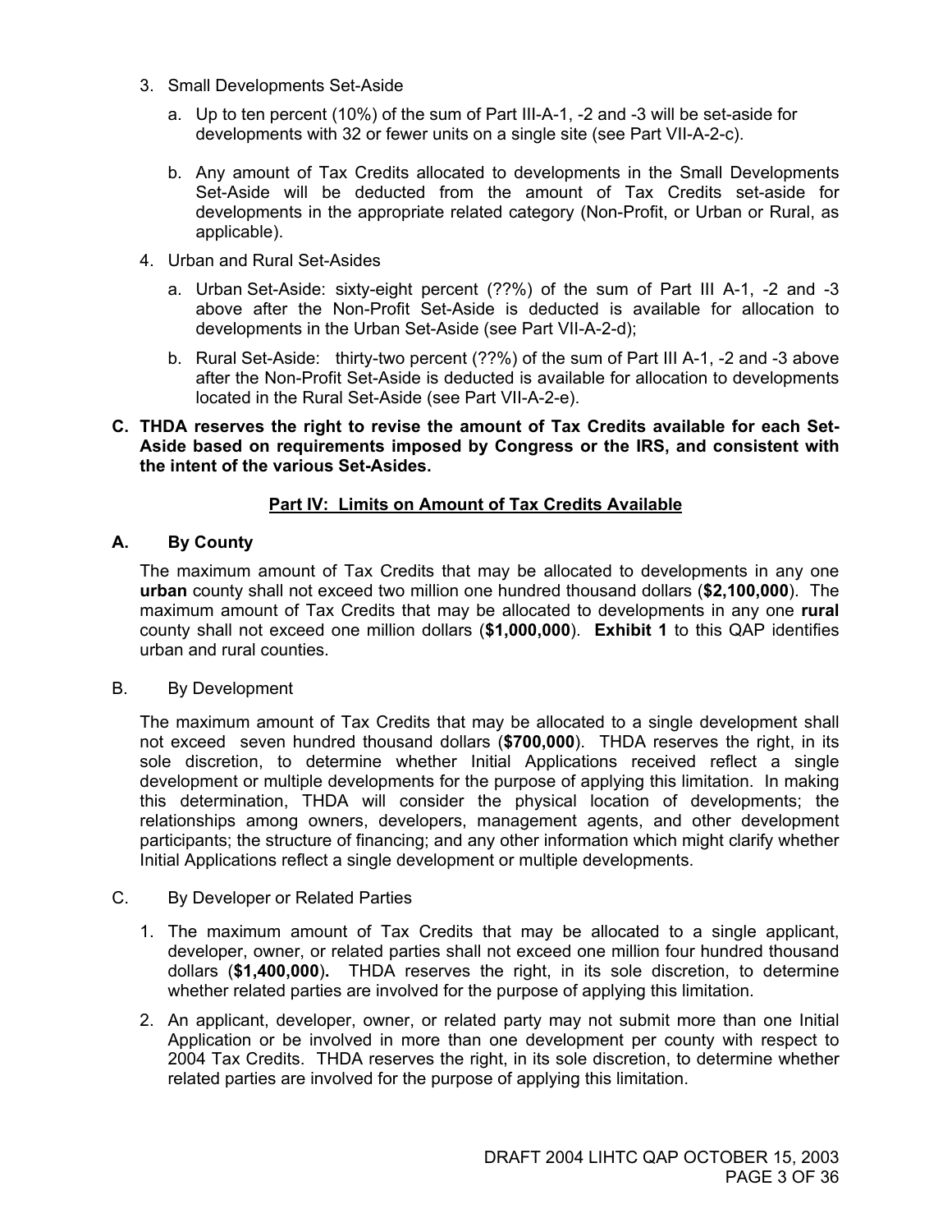3. Small Developments Set-Aside

    a. Up to ten percent (10%) of the sum of Part III-A-1, -2 and -3 will be set-aside for developments with 32 or fewer units on a single site (see Part VII-A-2-c).

    b. Any amount of Tax Credits allocated to developments in the Small Developments Set-Aside will be deducted from the amount of Tax Credits set-aside for developments in the appropriate related category (Non-Profit, or Urban or Rural, as applicable).

4. Urban and Rural Set-Asides

    a. Urban Set-Aside: sixty-eight percent (??%) of the sum of Part III A-1, -2 and -3 above after the Non-Profit Set-Aside is deducted is available for allocation to developments in the Urban Set-Aside (see Part VII-A-2-d);

    b. Rural Set-Aside: thirty-two percent (??%) of the sum of Part III A-1, -2 and -3 above after the Non-Profit Set-Aside is deducted is available for allocation to developments located in the Rural Set-Aside (see Part VII-A-2-e).

**C. THDA reserves the right to revise the amount of Tax Credits available for each Set-Aside based on requirements imposed by Congress or the IRS, and consistent with the intent of the various Set-Asides.**

## Part IV: Limits on Amount of Tax Credits Available

### A. By County

The maximum amount of Tax Credits that may be allocated to developments in any one **urban** county shall not exceed two million one hundred thousand dollars (**$2,100,000**). The maximum amount of Tax Credits that may be allocated to developments in any one **rural** county shall not exceed one million dollars (**$1,000,000**). **Exhibit 1** to this QAP identifies urban and rural counties.

### B. By Development

The maximum amount of Tax Credits that may be allocated to a single development shall not exceed seven hundred thousand dollars (**$700,000**). THDA reserves the right, in its sole discretion, to determine whether Initial Applications received reflect a single development or multiple developments for the purpose of applying this limitation. In making this determination, THDA will consider the physical location of developments; the relationships among owners, developers, management agents, and other development participants; the structure of financing; and any other information which might clarify whether Initial Applications reflect a single development or multiple developments.

### C. By Developer or Related Parties

1. The maximum amount of Tax Credits that may be allocated to a single applicant, developer, owner, or related parties shall not exceed one million four hundred thousand dollars (**$1,400,000**). THDA reserves the right, in its sole discretion, to determine whether related parties are involved for the purpose of applying this limitation.

2. An applicant, developer, owner, or related party may not submit more than one Initial Application or be involved in more than one development per county with respect to 2004 Tax Credits. THDA reserves the right, in its sole discretion, to determine whether related parties are involved for the purpose of applying this limitation.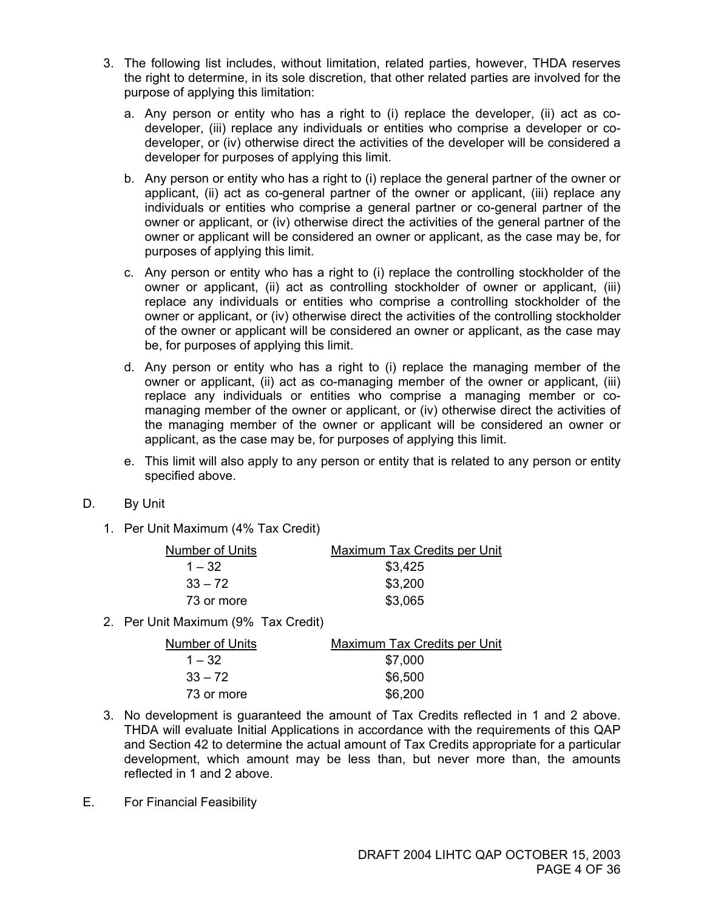3. The following list includes, without limitation, related parties, however, THDA reserves the right to determine, in its sole discretion, that other related parties are involved for the purpose of applying this limitation:

   a. Any person or entity who has a right to (i) replace the developer, (ii) act as co-developer, (iii) replace any individuals or entities who comprise a developer or co-developer, or (iv) otherwise direct the activities of the developer will be considered a developer for purposes of applying this limit.

   b. Any person or entity who has a right to (i) replace the general partner of the owner or applicant, (ii) act as co-general partner of the owner or applicant, (iii) replace any individuals or entities who comprise a general partner or co-general partner of the owner or applicant, or (iv) otherwise direct the activities of the general partner of the owner or applicant will be considered an owner or applicant, as the case may be, for purposes of applying this limit.

   c. Any person or entity who has a right to (i) replace the controlling stockholder of the owner or applicant, (ii) act as controlling stockholder of owner or applicant, (iii) replace any individuals or entities who comprise a controlling stockholder of the owner or applicant, or (iv) otherwise direct the activities of the controlling stockholder of the owner or applicant will be considered an owner or applicant, as the case may be, for purposes of applying this limit.

   d. Any person or entity who has a right to (i) replace the managing member of the owner or applicant, (ii) act as co-managing member of the owner or applicant, (iii) replace any individuals or entities who comprise a managing member or co-managing member of the owner or applicant, or (iv) otherwise direct the activities of the managing member of the owner or applicant will be considered an owner or applicant, as the case may be, for purposes of applying this limit.

   e. This limit will also apply to any person or entity that is related to any person or entity specified above.

D. By Unit

1. Per Unit Maximum (4% Tax Credit)

| Number of Units | Maximum Tax Credits per Unit |
|---|---|
| 1 – 32 | $3,425 |
| 33 – 72 | $3,200 |
| 73 or more | $3,065 |

2. Per Unit Maximum (9% Tax Credit)

| Number of Units | Maximum Tax Credits per Unit |
|---|---|
| 1 – 32 | $7,000 |
| 33 – 72 | $6,500 |
| 73 or more | $6,200 |

3. No development is guaranteed the amount of Tax Credits reflected in 1 and 2 above. THDA will evaluate Initial Applications in accordance with the requirements of this QAP and Section 42 to determine the actual amount of Tax Credits appropriate for a particular development, which amount may be less than, but never more than, the amounts reflected in 1 and 2 above.

E. For Financial Feasibility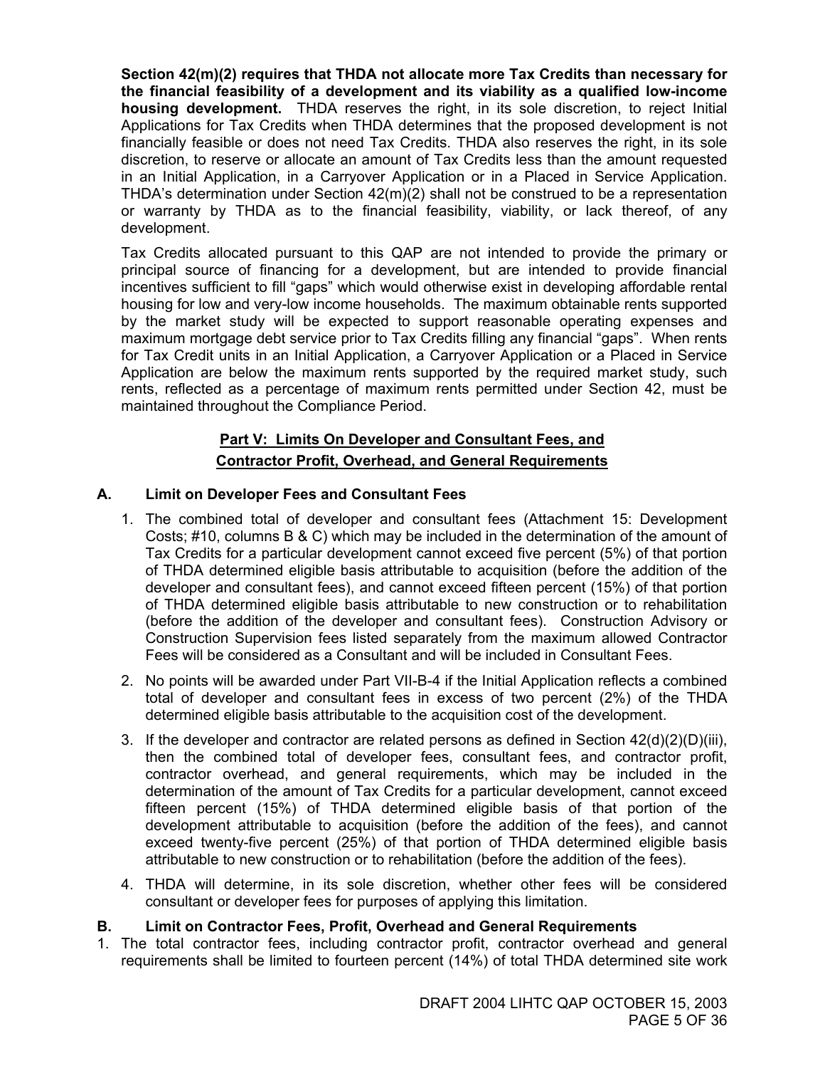**Section 42(m)(2) requires that THDA not allocate more Tax Credits than necessary for the financial feasibility of a development and its viability as a qualified low-income housing development.** THDA reserves the right, in its sole discretion, to reject Initial Applications for Tax Credits when THDA determines that the proposed development is not financially feasible or does not need Tax Credits. THDA also reserves the right, in its sole discretion, to reserve or allocate an amount of Tax Credits less than the amount requested in an Initial Application, in a Carryover Application or in a Placed in Service Application. THDA's determination under Section 42(m)(2) shall not be construed to be a representation or warranty by THDA as to the financial feasibility, viability, or lack thereof, of any development.

Tax Credits allocated pursuant to this QAP are not intended to provide the primary or principal source of financing for a development, but are intended to provide financial incentives sufficient to fill "gaps" which would otherwise exist in developing affordable rental housing for low and very-low income households. The maximum obtainable rents supported by the market study will be expected to support reasonable operating expenses and maximum mortgage debt service prior to Tax Credits filling any financial "gaps". When rents for Tax Credit units in an Initial Application, a Carryover Application or a Placed in Service Application are below the maximum rents supported by the required market study, such rents, reflected as a percentage of maximum rents permitted under Section 42, must be maintained throughout the Compliance Period.

## Part V: Limits On Developer and Consultant Fees, and Contractor Profit, Overhead, and General Requirements

### A. Limit on Developer Fees and Consultant Fees

1. The combined total of developer and consultant fees (Attachment 15: Development Costs; #10, columns B & C) which may be included in the determination of the amount of Tax Credits for a particular development cannot exceed five percent (5%) of that portion of THDA determined eligible basis attributable to acquisition (before the addition of the developer and consultant fees), and cannot exceed fifteen percent (15%) of that portion of THDA determined eligible basis attributable to new construction or to rehabilitation (before the addition of the developer and consultant fees). Construction Advisory or Construction Supervision fees listed separately from the maximum allowed Contractor Fees will be considered as a Consultant and will be included in Consultant Fees.
2. No points will be awarded under Part VII-B-4 if the Initial Application reflects a combined total of developer and consultant fees in excess of two percent (2%) of the THDA determined eligible basis attributable to the acquisition cost of the development.
3. If the developer and contractor are related persons as defined in Section 42(d)(2)(D)(iii), then the combined total of developer fees, consultant fees, and contractor profit, contractor overhead, and general requirements, which may be included in the determination of the amount of Tax Credits for a particular development, cannot exceed fifteen percent (15%) of THDA determined eligible basis of that portion of the development attributable to acquisition (before the addition of the fees), and cannot exceed twenty-five percent (25%) of that portion of THDA determined eligible basis attributable to new construction or to rehabilitation (before the addition of the fees).
4. THDA will determine, in its sole discretion, whether other fees will be considered consultant or developer fees for purposes of applying this limitation.

### B. Limit on Contractor Fees, Profit, Overhead and General Requirements

1. The total contractor fees, including contractor profit, contractor overhead and general requirements shall be limited to fourteen percent (14%) of total THDA determined site work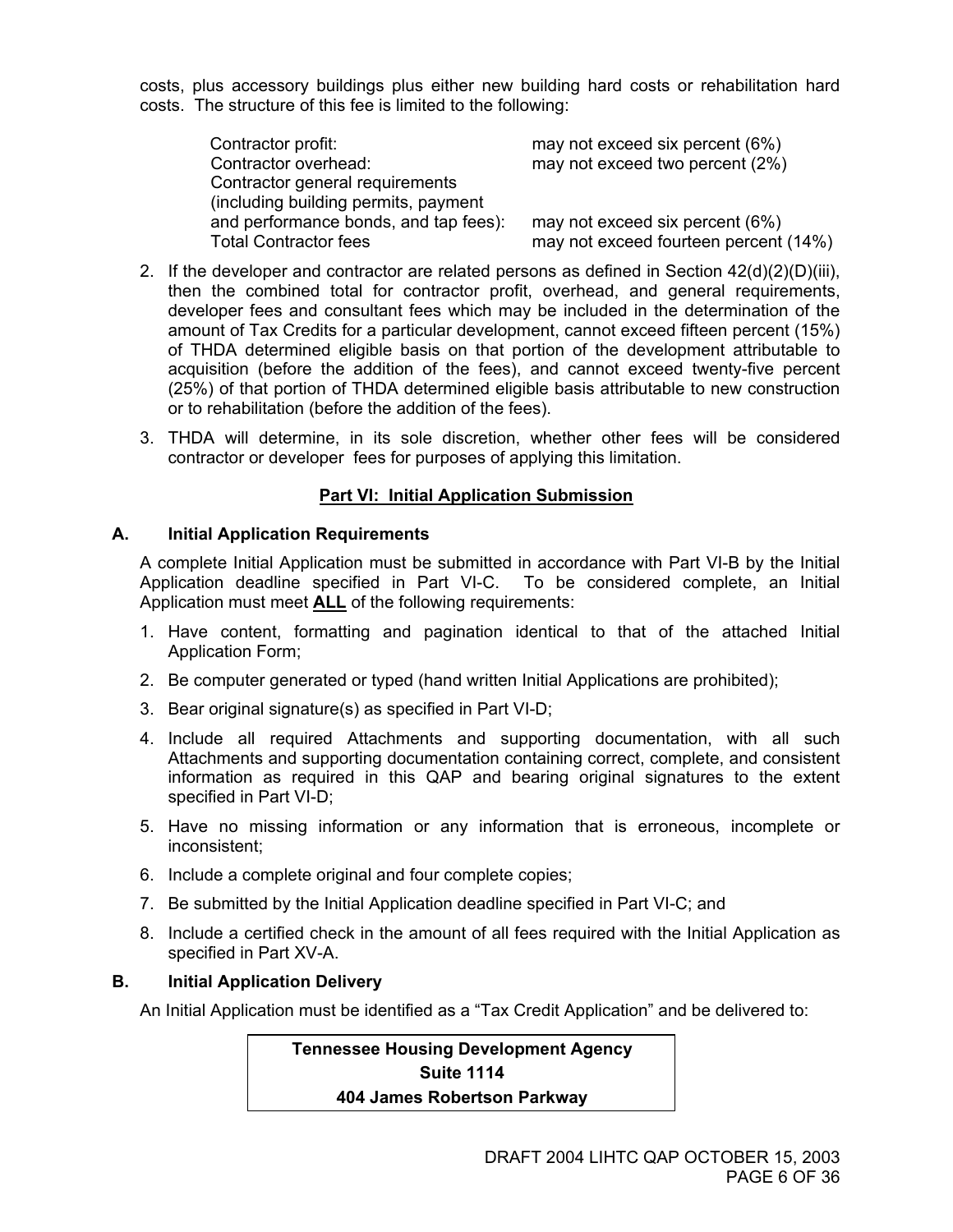costs, plus accessory buildings plus either new building hard costs or rehabilitation hard costs. The structure of this fee is limited to the following:

| | |
|---|---|
| Contractor profit: | may not exceed six percent (6%) |
| Contractor overhead: | may not exceed two percent (2%) |
| Contractor general requirements (including building permits, payment and performance bonds, and tap fees): | may not exceed six percent (6%) |
| Total Contractor fees | may not exceed fourteen percent (14%) |

2. If the developer and contractor are related persons as defined in Section 42(d)(2)(D)(iii), then the combined total for contractor profit, overhead, and general requirements, developer fees and consultant fees which may be included in the determination of the amount of Tax Credits for a particular development, cannot exceed fifteen percent (15%) of THDA determined eligible basis on that portion of the development attributable to acquisition (before the addition of the fees), and cannot exceed twenty-five percent (25%) of that portion of THDA determined eligible basis attributable to new construction or to rehabilitation (before the addition of the fees).

3. THDA will determine, in its sole discretion, whether other fees will be considered contractor or developer fees for purposes of applying this limitation.

## Part VI: Initial Application Submission

### A. Initial Application Requirements

A complete Initial Application must be submitted in accordance with Part VI-B by the Initial Application deadline specified in Part VI-C. To be considered complete, an Initial Application must meet **ALL** of the following requirements:

1. Have content, formatting and pagination identical to that of the attached Initial Application Form;
2. Be computer generated or typed (hand written Initial Applications are prohibited);
3. Bear original signature(s) as specified in Part VI-D;
4. Include all required Attachments and supporting documentation, with all such Attachments and supporting documentation containing correct, complete, and consistent information as required in this QAP and bearing original signatures to the extent specified in Part VI-D;
5. Have no missing information or any information that is erroneous, incomplete or inconsistent;
6. Include a complete original and four complete copies;
7. Be submitted by the Initial Application deadline specified in Part VI-C; and
8. Include a certified check in the amount of all fees required with the Initial Application as specified in Part XV-A.

### B. Initial Application Delivery

An Initial Application must be identified as a "Tax Credit Application" and be delivered to:

**Tennessee Housing Development Agency**
**Suite 1114**
**404 James Robertson Parkway**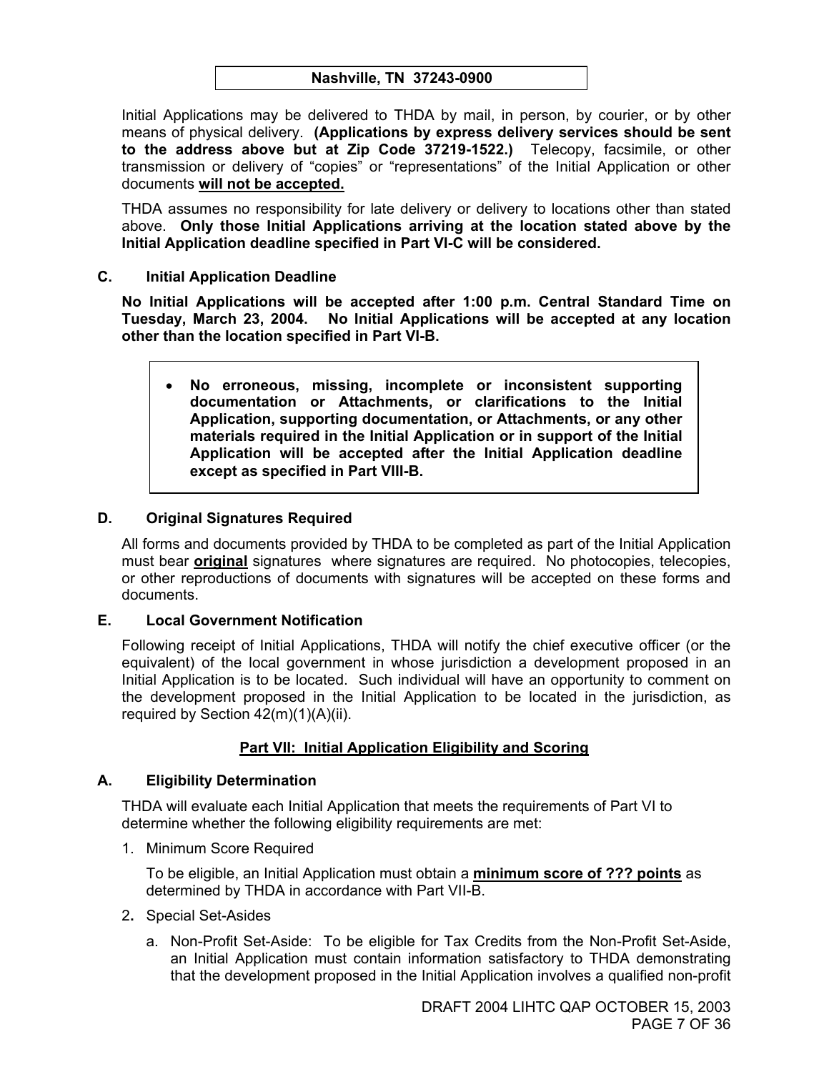| Nashville, TN 37243-0900 |
|---|

Initial Applications may be delivered to THDA by mail, in person, by courier, or by other means of physical delivery. **(Applications by express delivery services should be sent to the address above but at Zip Code 37219-1522.)** Telecopy, facsimile, or other transmission or delivery of "copies" or "representations" of the Initial Application or other documents **will not be accepted.**

THDA assumes no responsibility for late delivery or delivery to locations other than stated above. **Only those Initial Applications arriving at the location stated above by the Initial Application deadline specified in Part VI-C will be considered.**

### C. Initial Application Deadline

**No Initial Applications will be accepted after 1:00 p.m. Central Standard Time on Tuesday, March 23, 2004. No Initial Applications will be accepted at any location other than the location specified in Part VI-B.**

- **No erroneous, missing, incomplete or inconsistent supporting documentation or Attachments, or clarifications to the Initial Application, supporting documentation, or Attachments, or any other materials required in the Initial Application or in support of the Initial Application will be accepted after the Initial Application deadline except as specified in Part VIII-B.**

### D. Original Signatures Required

All forms and documents provided by THDA to be completed as part of the Initial Application must bear **original** signatures where signatures are required. No photocopies, telecopies, or other reproductions of documents with signatures will be accepted on these forms and documents.

### E. Local Government Notification

Following receipt of Initial Applications, THDA will notify the chief executive officer (or the equivalent) of the local government in whose jurisdiction a development proposed in an Initial Application is to be located. Such individual will have an opportunity to comment on the development proposed in the Initial Application to be located in the jurisdiction, as required by Section 42(m)(1)(A)(ii).

## Part VII: Initial Application Eligibility and Scoring

### A. Eligibility Determination

THDA will evaluate each Initial Application that meets the requirements of Part VI to determine whether the following eligibility requirements are met:

1. Minimum Score Required

   To be eligible, an Initial Application must obtain a **minimum score of ??? points** as determined by THDA in accordance with Part VII-B.

2. Special Set-Asides

   a. Non-Profit Set-Aside: To be eligible for Tax Credits from the Non-Profit Set-Aside, an Initial Application must contain information satisfactory to THDA demonstrating that the development proposed in the Initial Application involves a qualified non-profit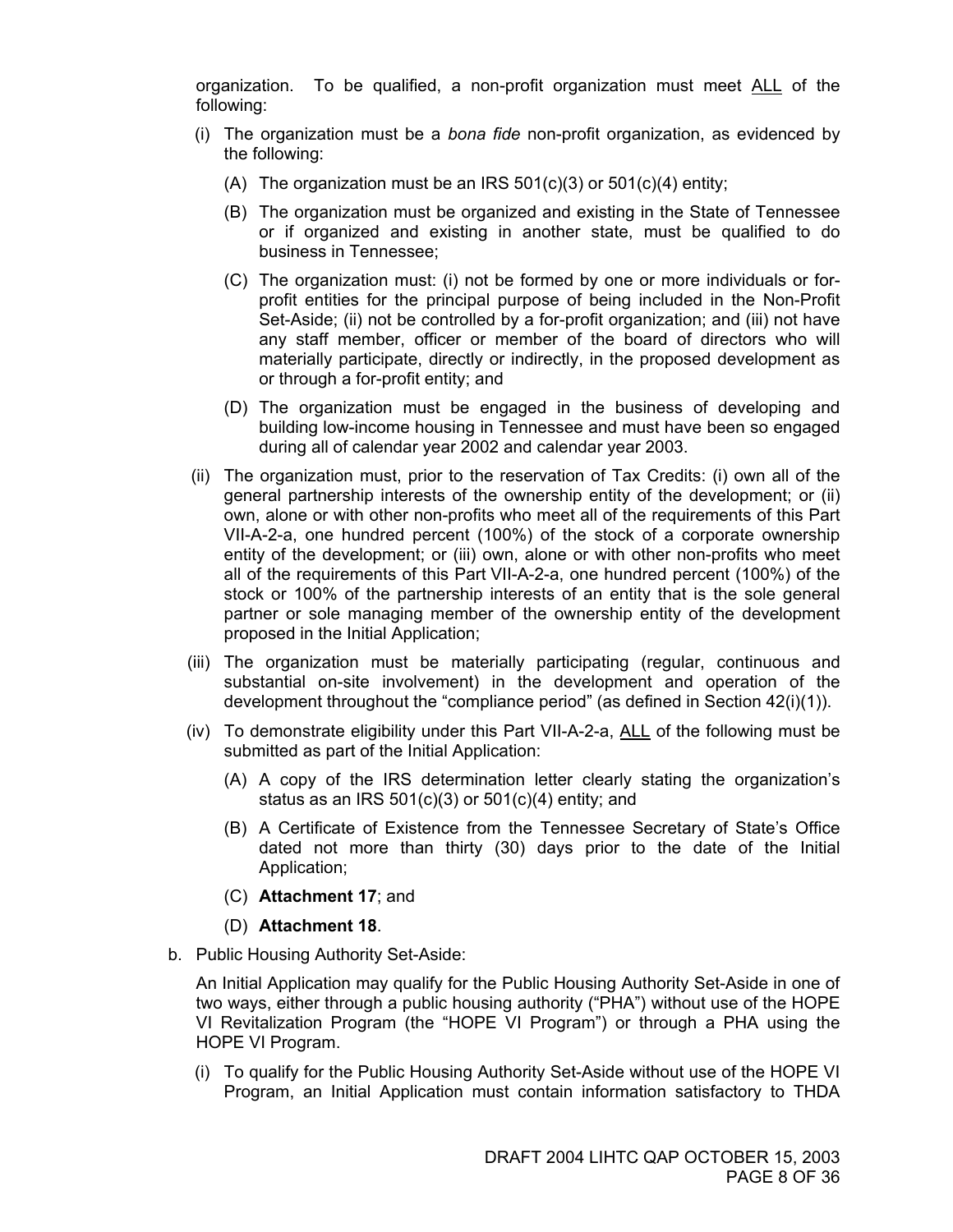organization. To be qualified, a non-profit organization must meet ALL of the following:

(i) The organization must be a *bona fide* non-profit organization, as evidenced by the following:

   (A) The organization must be an IRS 501(c)(3) or 501(c)(4) entity;

   (B) The organization must be organized and existing in the State of Tennessee or if organized and existing in another state, must be qualified to do business in Tennessee;

   (C) The organization must: (i) not be formed by one or more individuals or for-profit entities for the principal purpose of being included in the Non-Profit Set-Aside; (ii) not be controlled by a for-profit organization; and (iii) not have any staff member, officer or member of the board of directors who will materially participate, directly or indirectly, in the proposed development as or through a for-profit entity; and

   (D) The organization must be engaged in the business of developing and building low-income housing in Tennessee and must have been so engaged during all of calendar year 2002 and calendar year 2003.

(ii) The organization must, prior to the reservation of Tax Credits: (i) own all of the general partnership interests of the ownership entity of the development; or (ii) own, alone or with other non-profits who meet all of the requirements of this Part VII-A-2-a, one hundred percent (100%) of the stock of a corporate ownership entity of the development; or (iii) own, alone or with other non-profits who meet all of the requirements of this Part VII-A-2-a, one hundred percent (100%) of the stock or 100% of the partnership interests of an entity that is the sole general partner or sole managing member of the ownership entity of the development proposed in the Initial Application;

(iii) The organization must be materially participating (regular, continuous and substantial on-site involvement) in the development and operation of the development throughout the "compliance period" (as defined in Section 42(i)(1)).

(iv) To demonstrate eligibility under this Part VII-A-2-a, ALL of the following must be submitted as part of the Initial Application:

   (A) A copy of the IRS determination letter clearly stating the organization's status as an IRS 501(c)(3) or 501(c)(4) entity; and

   (B) A Certificate of Existence from the Tennessee Secretary of State's Office dated not more than thirty (30) days prior to the date of the Initial Application;

   (C) **Attachment 17**; and

   (D) **Attachment 18**.

b. Public Housing Authority Set-Aside:

An Initial Application may qualify for the Public Housing Authority Set-Aside in one of two ways, either through a public housing authority ("PHA") without use of the HOPE VI Revitalization Program (the "HOPE VI Program") or through a PHA using the HOPE VI Program.

(i) To qualify for the Public Housing Authority Set-Aside without use of the HOPE VI Program, an Initial Application must contain information satisfactory to THDA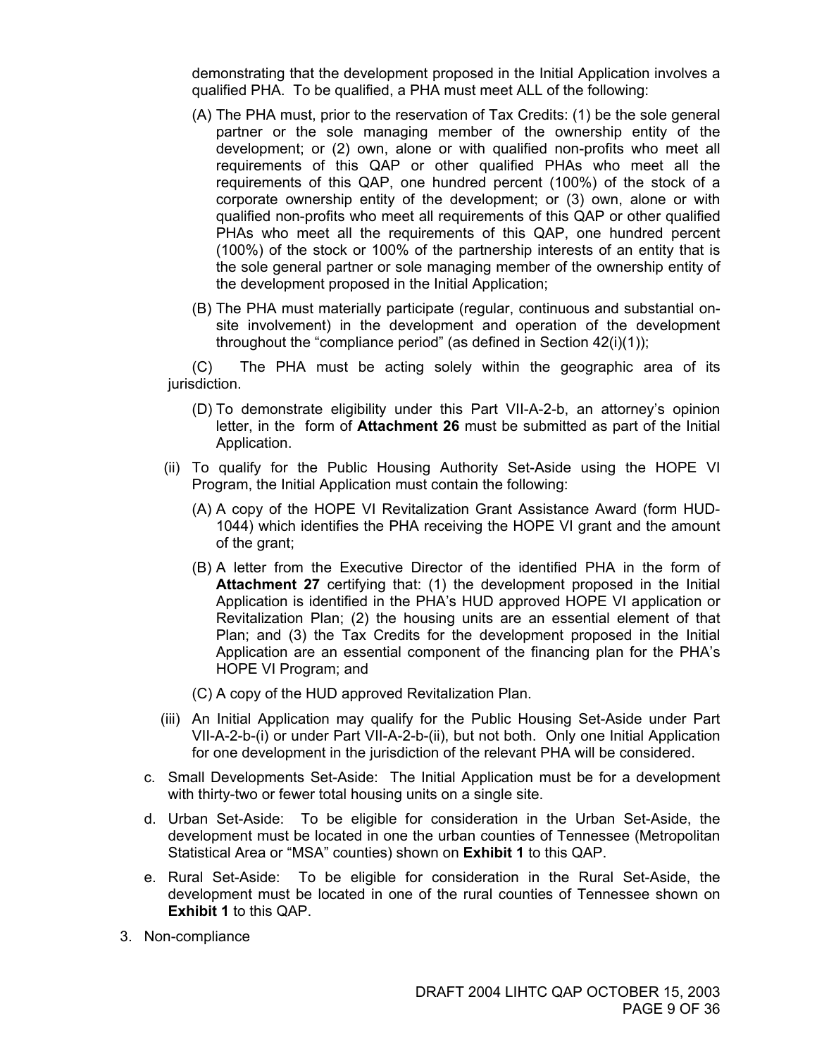demonstrating that the development proposed in the Initial Application involves a qualified PHA. To be qualified, a PHA must meet ALL of the following:

(A) The PHA must, prior to the reservation of Tax Credits: (1) be the sole general partner or the sole managing member of the ownership entity of the development; or (2) own, alone or with qualified non-profits who meet all requirements of this QAP or other qualified PHAs who meet all the requirements of this QAP, one hundred percent (100%) of the stock of a corporate ownership entity of the development; or (3) own, alone or with qualified non-profits who meet all requirements of this QAP or other qualified PHAs who meet all the requirements of this QAP, one hundred percent (100%) of the stock or 100% of the partnership interests of an entity that is the sole general partner or sole managing member of the ownership entity of the development proposed in the Initial Application;

(B) The PHA must materially participate (regular, continuous and substantial on-site involvement) in the development and operation of the development throughout the "compliance period" (as defined in Section 42(i)(1));

(C) The PHA must be acting solely within the geographic area of its jurisdiction.

(D) To demonstrate eligibility under this Part VII-A-2-b, an attorney's opinion letter, in the form of **Attachment 26** must be submitted as part of the Initial Application.

(ii) To qualify for the Public Housing Authority Set-Aside using the HOPE VI Program, the Initial Application must contain the following:

(A) A copy of the HOPE VI Revitalization Grant Assistance Award (form HUD-1044) which identifies the PHA receiving the HOPE VI grant and the amount of the grant;

(B) A letter from the Executive Director of the identified PHA in the form of **Attachment 27** certifying that: (1) the development proposed in the Initial Application is identified in the PHA's HUD approved HOPE VI application or Revitalization Plan; (2) the housing units are an essential element of that Plan; and (3) the Tax Credits for the development proposed in the Initial Application are an essential component of the financing plan for the PHA's HOPE VI Program; and

(C) A copy of the HUD approved Revitalization Plan.

(iii) An Initial Application may qualify for the Public Housing Set-Aside under Part VII-A-2-b-(i) or under Part VII-A-2-b-(ii), but not both. Only one Initial Application for one development in the jurisdiction of the relevant PHA will be considered.

c. Small Developments Set-Aside: The Initial Application must be for a development with thirty-two or fewer total housing units on a single site.

d. Urban Set-Aside: To be eligible for consideration in the Urban Set-Aside, the development must be located in one the urban counties of Tennessee (Metropolitan Statistical Area or "MSA" counties) shown on **Exhibit 1** to this QAP.

e. Rural Set-Aside: To be eligible for consideration in the Rural Set-Aside, the development must be located in one of the rural counties of Tennessee shown on **Exhibit 1** to this QAP.

3. Non-compliance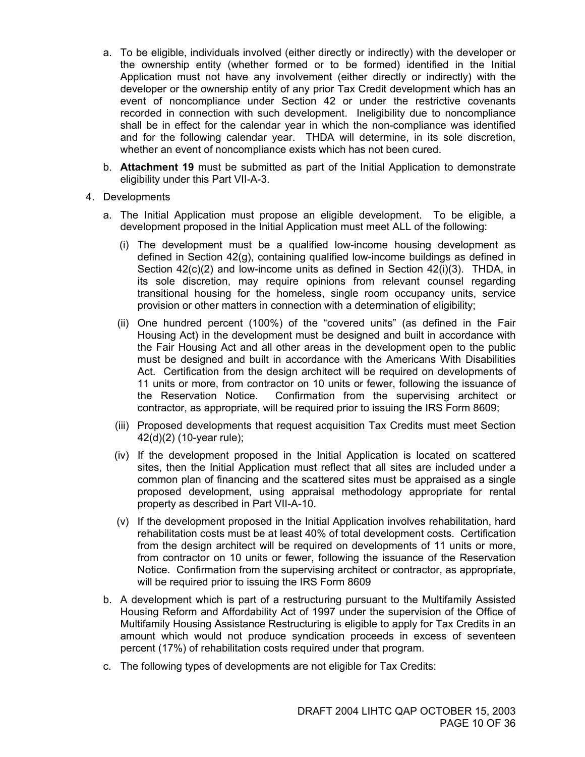a. To be eligible, individuals involved (either directly or indirectly) with the developer or the ownership entity (whether formed or to be formed) identified in the Initial Application must not have any involvement (either directly or indirectly) with the developer or the ownership entity of any prior Tax Credit development which has an event of noncompliance under Section 42 or under the restrictive covenants recorded in connection with such development. Ineligibility due to noncompliance shall be in effect for the calendar year in which the non-compliance was identified and for the following calendar year. THDA will determine, in its sole discretion, whether an event of noncompliance exists which has not been cured.

b. **Attachment 19** must be submitted as part of the Initial Application to demonstrate eligibility under this Part VII-A-3.

4. Developments

   a. The Initial Application must propose an eligible development. To be eligible, a development proposed in the Initial Application must meet ALL of the following:

      (i) The development must be a qualified low-income housing development as defined in Section 42(g), containing qualified low-income buildings as defined in Section 42(c)(2) and low-income units as defined in Section 42(i)(3). THDA, in its sole discretion, may require opinions from relevant counsel regarding transitional housing for the homeless, single room occupancy units, service provision or other matters in connection with a determination of eligibility;

      (ii) One hundred percent (100%) of the "covered units" (as defined in the Fair Housing Act) in the development must be designed and built in accordance with the Fair Housing Act and all other areas in the development open to the public must be designed and built in accordance with the Americans With Disabilities Act. Certification from the design architect will be required on developments of 11 units or more, from contractor on 10 units or fewer, following the issuance of the Reservation Notice. Confirmation from the supervising architect or contractor, as appropriate, will be required prior to issuing the IRS Form 8609;

      (iii) Proposed developments that request acquisition Tax Credits must meet Section 42(d)(2) (10-year rule);

      (iv) If the development proposed in the Initial Application is located on scattered sites, then the Initial Application must reflect that all sites are included under a common plan of financing and the scattered sites must be appraised as a single proposed development, using appraisal methodology appropriate for rental property as described in Part VII-A-10.

      (v) If the development proposed in the Initial Application involves rehabilitation, hard rehabilitation costs must be at least 40% of total development costs. Certification from the design architect will be required on developments of 11 units or more, from contractor on 10 units or fewer, following the issuance of the Reservation Notice. Confirmation from the supervising architect or contractor, as appropriate, will be required prior to issuing the IRS Form 8609

   b. A development which is part of a restructuring pursuant to the Multifamily Assisted Housing Reform and Affordability Act of 1997 under the supervision of the Office of Multifamily Housing Assistance Restructuring is eligible to apply for Tax Credits in an amount which would not produce syndication proceeds in excess of seventeen percent (17%) of rehabilitation costs required under that program.

   c. The following types of developments are not eligible for Tax Credits: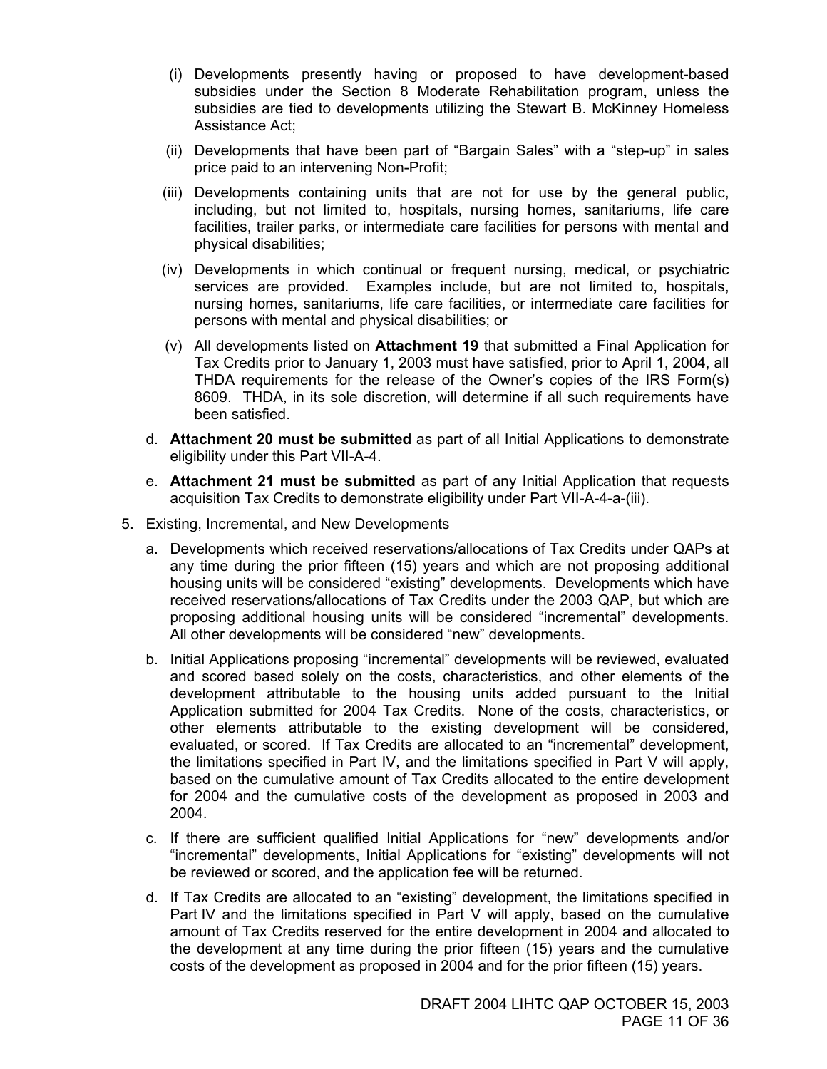(i) Developments presently having or proposed to have development-based subsidies under the Section 8 Moderate Rehabilitation program, unless the subsidies are tied to developments utilizing the Stewart B. McKinney Homeless Assistance Act;

(ii) Developments that have been part of "Bargain Sales" with a "step-up" in sales price paid to an intervening Non-Profit;

(iii) Developments containing units that are not for use by the general public, including, but not limited to, hospitals, nursing homes, sanitariums, life care facilities, trailer parks, or intermediate care facilities for persons with mental and physical disabilities;

(iv) Developments in which continual or frequent nursing, medical, or psychiatric services are provided. Examples include, but are not limited to, hospitals, nursing homes, sanitariums, life care facilities, or intermediate care facilities for persons with mental and physical disabilities; or

(v) All developments listed on **Attachment 19** that submitted a Final Application for Tax Credits prior to January 1, 2003 must have satisfied, prior to April 1, 2004, all THDA requirements for the release of the Owner's copies of the IRS Form(s) 8609. THDA, in its sole discretion, will determine if all such requirements have been satisfied.

d. **Attachment 20 must be submitted** as part of all Initial Applications to demonstrate eligibility under this Part VII-A-4.

e. **Attachment 21 must be submitted** as part of any Initial Application that requests acquisition Tax Credits to demonstrate eligibility under Part VII-A-4-a-(iii).

5. Existing, Incremental, and New Developments

   a. Developments which received reservations/allocations of Tax Credits under QAPs at any time during the prior fifteen (15) years and which are not proposing additional housing units will be considered "existing" developments. Developments which have received reservations/allocations of Tax Credits under the 2003 QAP, but which are proposing additional housing units will be considered "incremental" developments. All other developments will be considered "new" developments.

   b. Initial Applications proposing "incremental" developments will be reviewed, evaluated and scored based solely on the costs, characteristics, and other elements of the development attributable to the housing units added pursuant to the Initial Application submitted for 2004 Tax Credits. None of the costs, characteristics, or other elements attributable to the existing development will be considered, evaluated, or scored. If Tax Credits are allocated to an "incremental" development, the limitations specified in Part IV, and the limitations specified in Part V will apply, based on the cumulative amount of Tax Credits allocated to the entire development for 2004 and the cumulative costs of the development as proposed in 2003 and 2004.

   c. If there are sufficient qualified Initial Applications for "new" developments and/or "incremental" developments, Initial Applications for "existing" developments will not be reviewed or scored, and the application fee will be returned.

   d. If Tax Credits are allocated to an "existing" development, the limitations specified in Part IV and the limitations specified in Part V will apply, based on the cumulative amount of Tax Credits reserved for the entire development in 2004 and allocated to the development at any time during the prior fifteen (15) years and the cumulative costs of the development as proposed in 2004 and for the prior fifteen (15) years.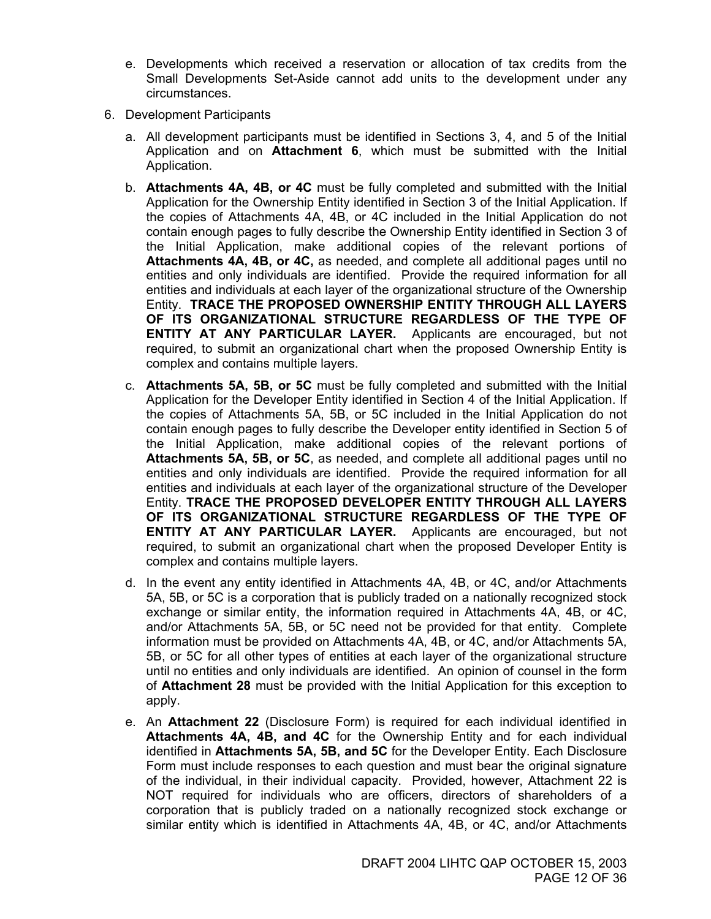e. Developments which received a reservation or allocation of tax credits from the Small Developments Set-Aside cannot add units to the development under any circumstances.

6. Development Participants

   a. All development participants must be identified in Sections 3, 4, and 5 of the Initial Application and on **Attachment 6**, which must be submitted with the Initial Application.

   b. **Attachments 4A, 4B, or 4C** must be fully completed and submitted with the Initial Application for the Ownership Entity identified in Section 3 of the Initial Application. If the copies of Attachments 4A, 4B, or 4C included in the Initial Application do not contain enough pages to fully describe the Ownership Entity identified in Section 3 of the Initial Application, make additional copies of the relevant portions of **Attachments 4A, 4B, or 4C,** as needed, and complete all additional pages until no entities and only individuals are identified. Provide the required information for all entities and individuals at each layer of the organizational structure of the Ownership Entity. **TRACE THE PROPOSED OWNERSHIP ENTITY THROUGH ALL LAYERS OF ITS ORGANIZATIONAL STRUCTURE REGARDLESS OF THE TYPE OF ENTITY AT ANY PARTICULAR LAYER.** Applicants are encouraged, but not required, to submit an organizational chart when the proposed Ownership Entity is complex and contains multiple layers.

   c. **Attachments 5A, 5B, or 5C** must be fully completed and submitted with the Initial Application for the Developer Entity identified in Section 4 of the Initial Application. If the copies of Attachments 5A, 5B, or 5C included in the Initial Application do not contain enough pages to fully describe the Developer entity identified in Section 5 of the Initial Application, make additional copies of the relevant portions of **Attachments 5A, 5B, or 5C**, as needed, and complete all additional pages until no entities and only individuals are identified. Provide the required information for all entities and individuals at each layer of the organizational structure of the Developer Entity. **TRACE THE PROPOSED DEVELOPER ENTITY THROUGH ALL LAYERS OF ITS ORGANIZATIONAL STRUCTURE REGARDLESS OF THE TYPE OF ENTITY AT ANY PARTICULAR LAYER.** Applicants are encouraged, but not required, to submit an organizational chart when the proposed Developer Entity is complex and contains multiple layers.

   d. In the event any entity identified in Attachments 4A, 4B, or 4C, and/or Attachments 5A, 5B, or 5C is a corporation that is publicly traded on a nationally recognized stock exchange or similar entity, the information required in Attachments 4A, 4B, or 4C, and/or Attachments 5A, 5B, or 5C need not be provided for that entity. Complete information must be provided on Attachments 4A, 4B, or 4C, and/or Attachments 5A, 5B, or 5C for all other types of entities at each layer of the organizational structure until no entities and only individuals are identified. An opinion of counsel in the form of **Attachment 28** must be provided with the Initial Application for this exception to apply.

   e. An **Attachment 22** (Disclosure Form) is required for each individual identified in **Attachments 4A, 4B, and 4C** for the Ownership Entity and for each individual identified in **Attachments 5A, 5B, and 5C** for the Developer Entity. Each Disclosure Form must include responses to each question and must bear the original signature of the individual, in their individual capacity. Provided, however, Attachment 22 is NOT required for individuals who are officers, directors of shareholders of a corporation that is publicly traded on a nationally recognized stock exchange or similar entity which is identified in Attachments 4A, 4B, or 4C, and/or Attachments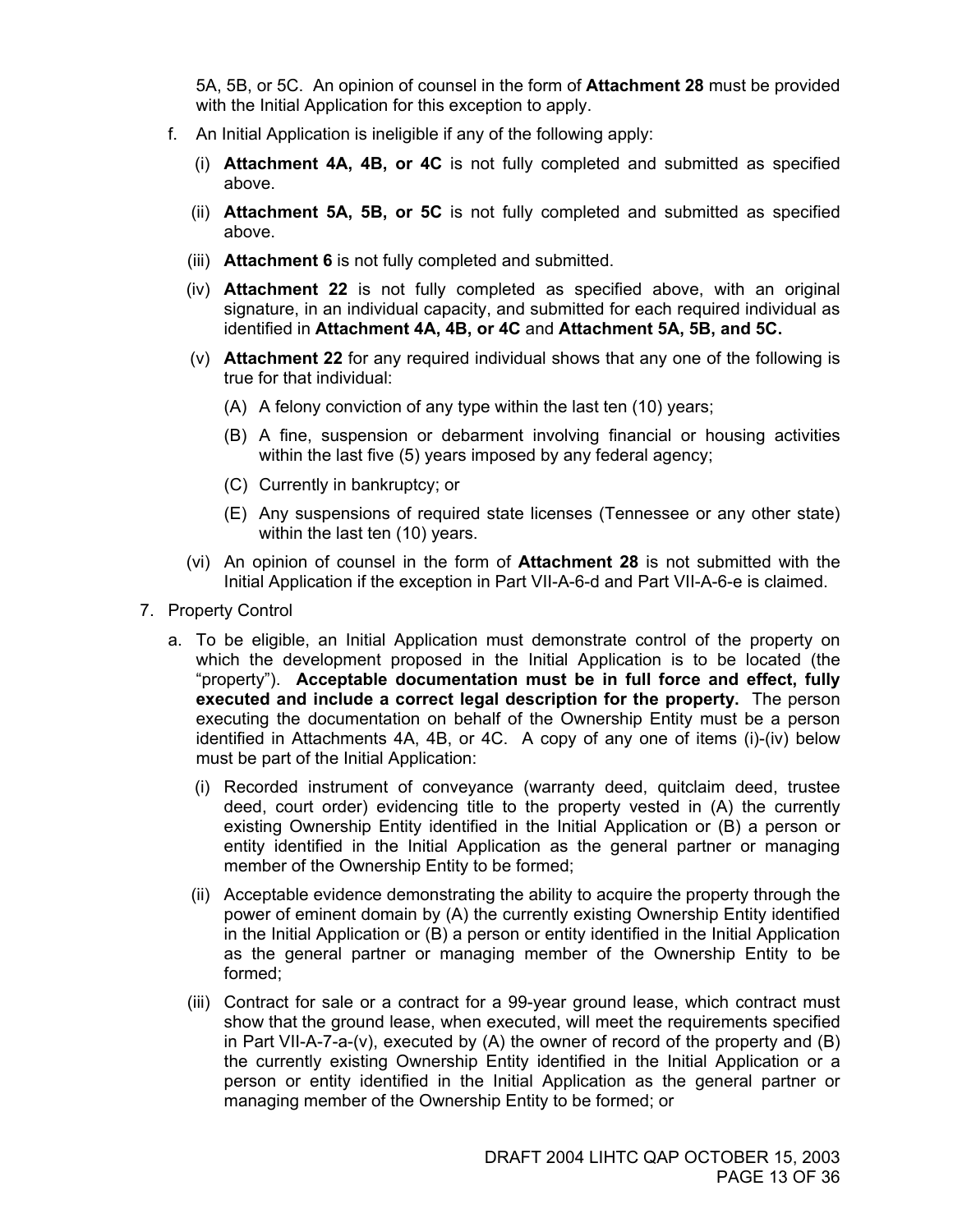5A, 5B, or 5C. An opinion of counsel in the form of **Attachment 28** must be provided with the Initial Application for this exception to apply.

f. An Initial Application is ineligible if any of the following apply:

   (i) **Attachment 4A, 4B, or 4C** is not fully completed and submitted as specified above.

   (ii) **Attachment 5A, 5B, or 5C** is not fully completed and submitted as specified above.

   (iii) **Attachment 6** is not fully completed and submitted.

   (iv) **Attachment 22** is not fully completed as specified above, with an original signature, in an individual capacity, and submitted for each required individual as identified in **Attachment 4A, 4B, or 4C** and **Attachment 5A, 5B, and 5C.**

   (v) **Attachment 22** for any required individual shows that any one of the following is true for that individual:

      (A) A felony conviction of any type within the last ten (10) years;

      (B) A fine, suspension or debarment involving financial or housing activities within the last five (5) years imposed by any federal agency;

      (C) Currently in bankruptcy; or

      (E) Any suspensions of required state licenses (Tennessee or any other state) within the last ten (10) years.

   (vi) An opinion of counsel in the form of **Attachment 28** is not submitted with the Initial Application if the exception in Part VII-A-6-d and Part VII-A-6-e is claimed.

7. Property Control

   a. To be eligible, an Initial Application must demonstrate control of the property on which the development proposed in the Initial Application is to be located (the "property"). **Acceptable documentation must be in full force and effect, fully executed and include a correct legal description for the property.** The person executing the documentation on behalf of the Ownership Entity must be a person identified in Attachments 4A, 4B, or 4C. A copy of any one of items (i)-(iv) below must be part of the Initial Application:

      (i) Recorded instrument of conveyance (warranty deed, quitclaim deed, trustee deed, court order) evidencing title to the property vested in (A) the currently existing Ownership Entity identified in the Initial Application or (B) a person or entity identified in the Initial Application as the general partner or managing member of the Ownership Entity to be formed;

      (ii) Acceptable evidence demonstrating the ability to acquire the property through the power of eminent domain by (A) the currently existing Ownership Entity identified in the Initial Application or (B) a person or entity identified in the Initial Application as the general partner or managing member of the Ownership Entity to be formed;

      (iii) Contract for sale or a contract for a 99-year ground lease, which contract must show that the ground lease, when executed, will meet the requirements specified in Part VII-A-7-a-(v), executed by (A) the owner of record of the property and (B) the currently existing Ownership Entity identified in the Initial Application or a person or entity identified in the Initial Application as the general partner or managing member of the Ownership Entity to be formed; or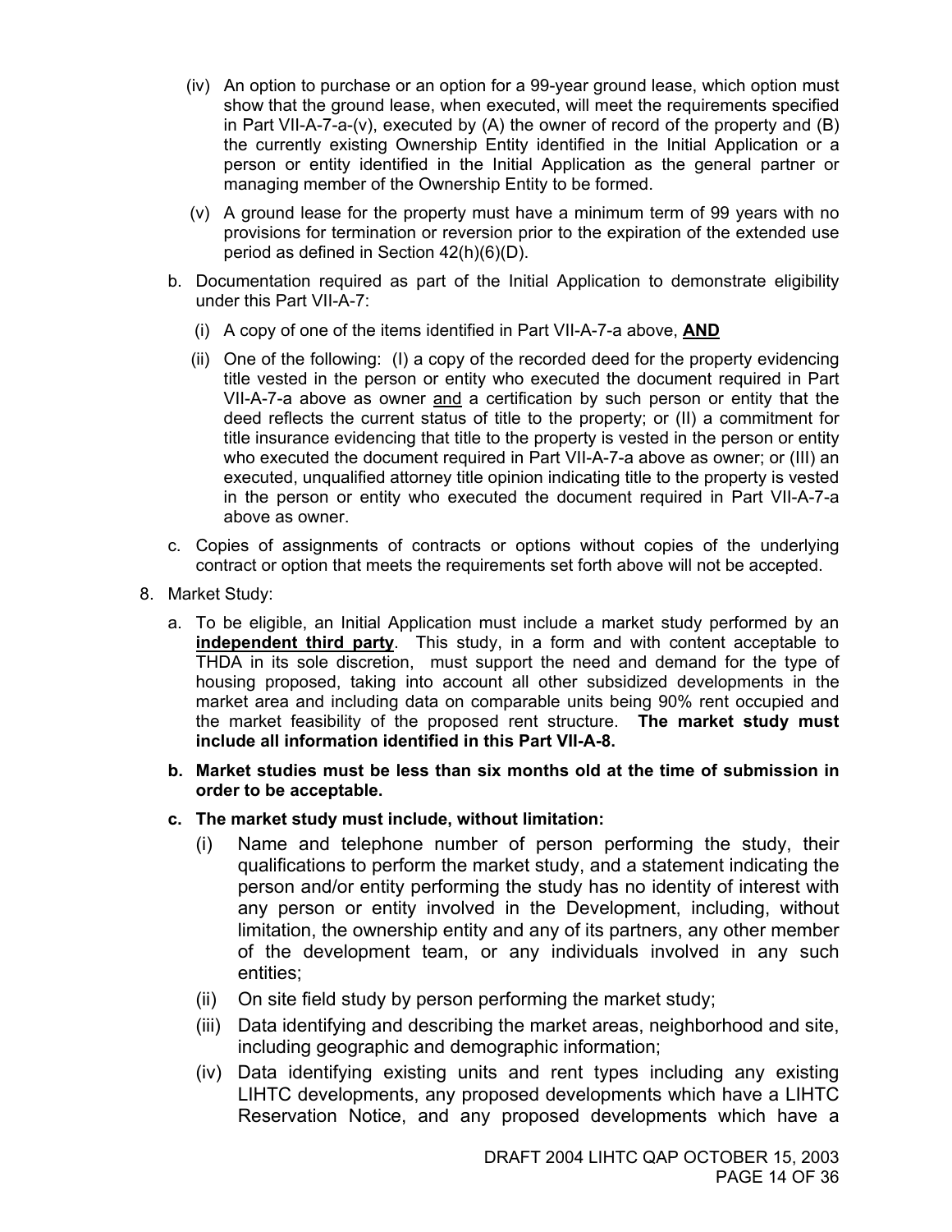(iv) An option to purchase or an option for a 99-year ground lease, which option must show that the ground lease, when executed, will meet the requirements specified in Part VII-A-7-a-(v), executed by (A) the owner of record of the property and (B) the currently existing Ownership Entity identified in the Initial Application or a person or entity identified in the Initial Application as the general partner or managing member of the Ownership Entity to be formed.

(v) A ground lease for the property must have a minimum term of 99 years with no provisions for termination or reversion prior to the expiration of the extended use period as defined in Section 42(h)(6)(D).

b. Documentation required as part of the Initial Application to demonstrate eligibility under this Part VII-A-7:

(i) A copy of one of the items identified in Part VII-A-7-a above, **AND**

(ii) One of the following: (I) a copy of the recorded deed for the property evidencing title vested in the person or entity who executed the document required in Part VII-A-7-a above as owner and a certification by such person or entity that the deed reflects the current status of title to the property; or (II) a commitment for title insurance evidencing that title to the property is vested in the person or entity who executed the document required in Part VII-A-7-a above as owner; or (III) an executed, unqualified attorney title opinion indicating title to the property is vested in the person or entity who executed the document required in Part VII-A-7-a above as owner.

c. Copies of assignments of contracts or options without copies of the underlying contract or option that meets the requirements set forth above will not be accepted.

8. Market Study:

a. To be eligible, an Initial Application must include a market study performed by an **independent third party**. This study, in a form and with content acceptable to THDA in its sole discretion, must support the need and demand for the type of housing proposed, taking into account all other subsidized developments in the market area and including data on comparable units being 90% rent occupied and the market feasibility of the proposed rent structure. **The market study must include all information identified in this Part VII-A-8.**

**b. Market studies must be less than six months old at the time of submission in order to be acceptable.**

**c. The market study must include, without limitation:**

(i) Name and telephone number of person performing the study, their qualifications to perform the market study, and a statement indicating the person and/or entity performing the study has no identity of interest with any person or entity involved in the Development, including, without limitation, the ownership entity and any of its partners, any other member of the development team, or any individuals involved in any such entities;

(ii) On site field study by person performing the market study;

(iii) Data identifying and describing the market areas, neighborhood and site, including geographic and demographic information;

(iv) Data identifying existing units and rent types including any existing LIHTC developments, any proposed developments which have a LIHTC Reservation Notice, and any proposed developments which have a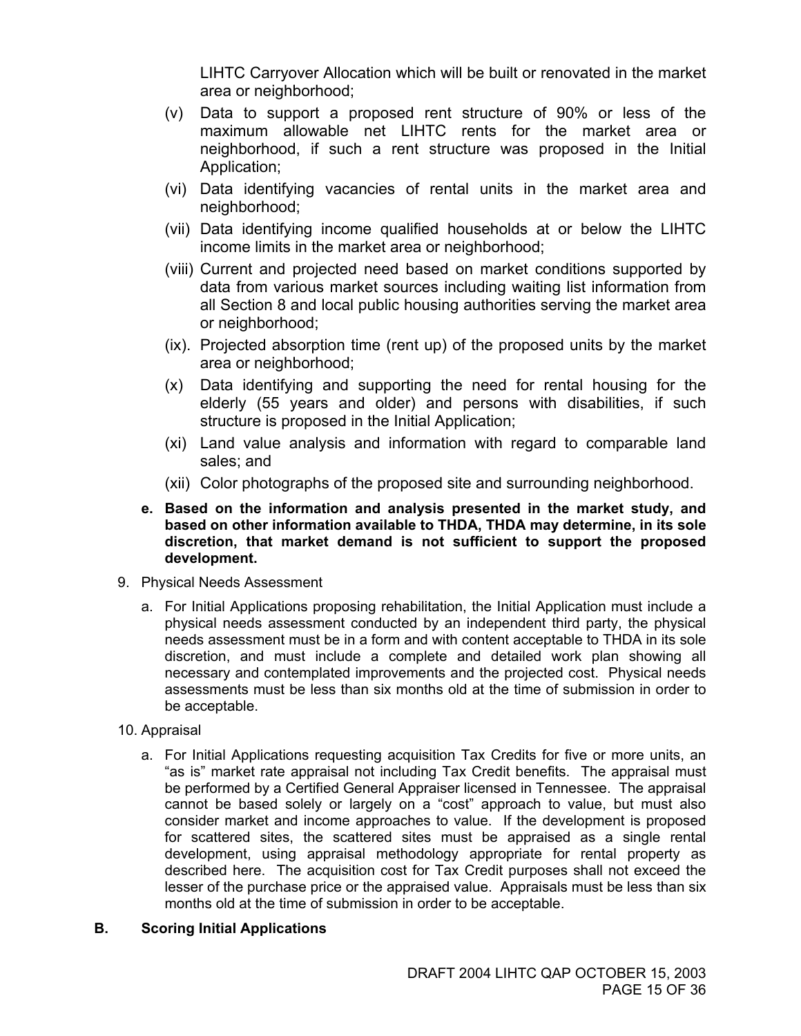LIHTC Carryover Allocation which will be built or renovated in the market area or neighborhood;

(v) Data to support a proposed rent structure of 90% or less of the maximum allowable net LIHTC rents for the market area or neighborhood, if such a rent structure was proposed in the Initial Application;

(vi) Data identifying vacancies of rental units in the market area and neighborhood;

(vii) Data identifying income qualified households at or below the LIHTC income limits in the market area or neighborhood;

(viii) Current and projected need based on market conditions supported by data from various market sources including waiting list information from all Section 8 and local public housing authorities serving the market area or neighborhood;

(ix). Projected absorption time (rent up) of the proposed units by the market area or neighborhood;

(x) Data identifying and supporting the need for rental housing for the elderly (55 years and older) and persons with disabilities, if such structure is proposed in the Initial Application;

(xi) Land value analysis and information with regard to comparable land sales; and

(xii) Color photographs of the proposed site and surrounding neighborhood.

**e. Based on the information and analysis presented in the market study, and based on other information available to THDA, THDA may determine, in its sole discretion, that market demand is not sufficient to support the proposed development.**

9. Physical Needs Assessment

   a. For Initial Applications proposing rehabilitation, the Initial Application must include a physical needs assessment conducted by an independent third party, the physical needs assessment must be in a form and with content acceptable to THDA in its sole discretion, and must include a complete and detailed work plan showing all necessary and contemplated improvements and the projected cost. Physical needs assessments must be less than six months old at the time of submission in order to be acceptable.

10. Appraisal

   a. For Initial Applications requesting acquisition Tax Credits for five or more units, an "as is" market rate appraisal not including Tax Credit benefits. The appraisal must be performed by a Certified General Appraiser licensed in Tennessee. The appraisal cannot be based solely or largely on a "cost" approach to value, but must also consider market and income approaches to value. If the development is proposed for scattered sites, the scattered sites must be appraised as a single rental development, using appraisal methodology appropriate for rental property as described here. The acquisition cost for Tax Credit purposes shall not exceed the lesser of the purchase price or the appraised value. Appraisals must be less than six months old at the time of submission in order to be acceptable.

## B. Scoring Initial Applications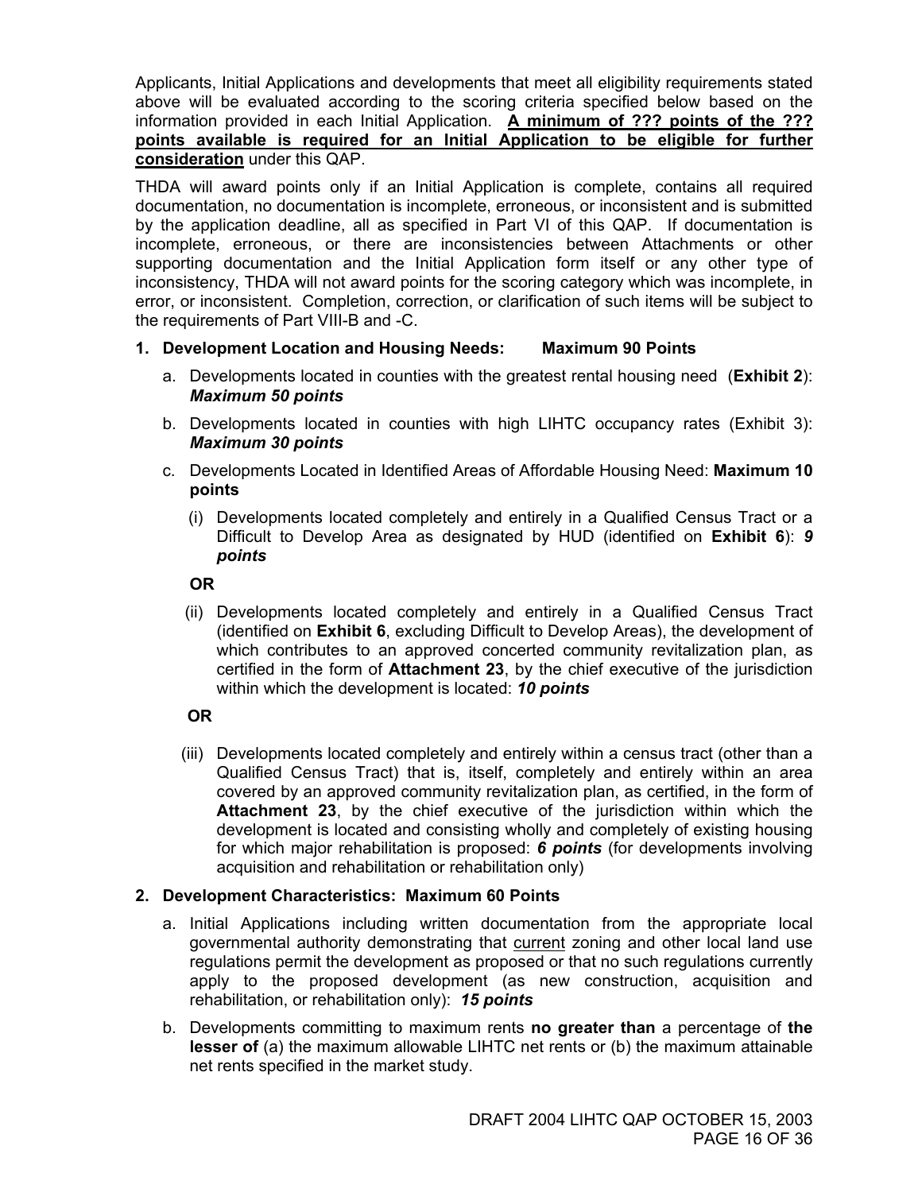Applicants, Initial Applications and developments that meet all eligibility requirements stated above will be evaluated according to the scoring criteria specified below based on the information provided in each Initial Application. **A minimum of ??? points of the ??? points available is required for an Initial Application to be eligible for further consideration** under this QAP.

THDA will award points only if an Initial Application is complete, contains all required documentation, no documentation is incomplete, erroneous, or inconsistent and is submitted by the application deadline, all as specified in Part VI of this QAP. If documentation is incomplete, erroneous, or there are inconsistencies between Attachments or other supporting documentation and the Initial Application form itself or any other type of inconsistency, THDA will not award points for the scoring category which was incomplete, in error, or inconsistent. Completion, correction, or clarification of such items will be subject to the requirements of Part VIII-B and -C.

**1. Development Location and Housing Needs: Maximum 90 Points**

a. Developments located in counties with the greatest rental housing need (**Exhibit 2**): ***Maximum 50 points***

b. Developments located in counties with high LIHTC occupancy rates (Exhibit 3): ***Maximum 30 points***

c. Developments Located in Identified Areas of Affordable Housing Need: **Maximum 10 points**

(i) Developments located completely and entirely in a Qualified Census Tract or a Difficult to Develop Area as designated by HUD (identified on **Exhibit 6**): ***9 points***

**OR**

(ii) Developments located completely and entirely in a Qualified Census Tract (identified on **Exhibit 6**, excluding Difficult to Develop Areas), the development of which contributes to an approved concerted community revitalization plan, as certified in the form of **Attachment 23**, by the chief executive of the jurisdiction within which the development is located: ***10 points***

**OR**

(iii) Developments located completely and entirely within a census tract (other than a Qualified Census Tract) that is, itself, completely and entirely within an area covered by an approved community revitalization plan, as certified, in the form of **Attachment 23**, by the chief executive of the jurisdiction within which the development is located and consisting wholly and completely of existing housing for which major rehabilitation is proposed: ***6 points*** (for developments involving acquisition and rehabilitation or rehabilitation only)

**2. Development Characteristics: Maximum 60 Points**

a. Initial Applications including written documentation from the appropriate local governmental authority demonstrating that current zoning and other local land use regulations permit the development as proposed or that no such regulations currently apply to the proposed development (as new construction, acquisition and rehabilitation, or rehabilitation only): ***15 points***

b. Developments committing to maximum rents **no greater than** a percentage of **the lesser of** (a) the maximum allowable LIHTC net rents or (b) the maximum attainable net rents specified in the market study.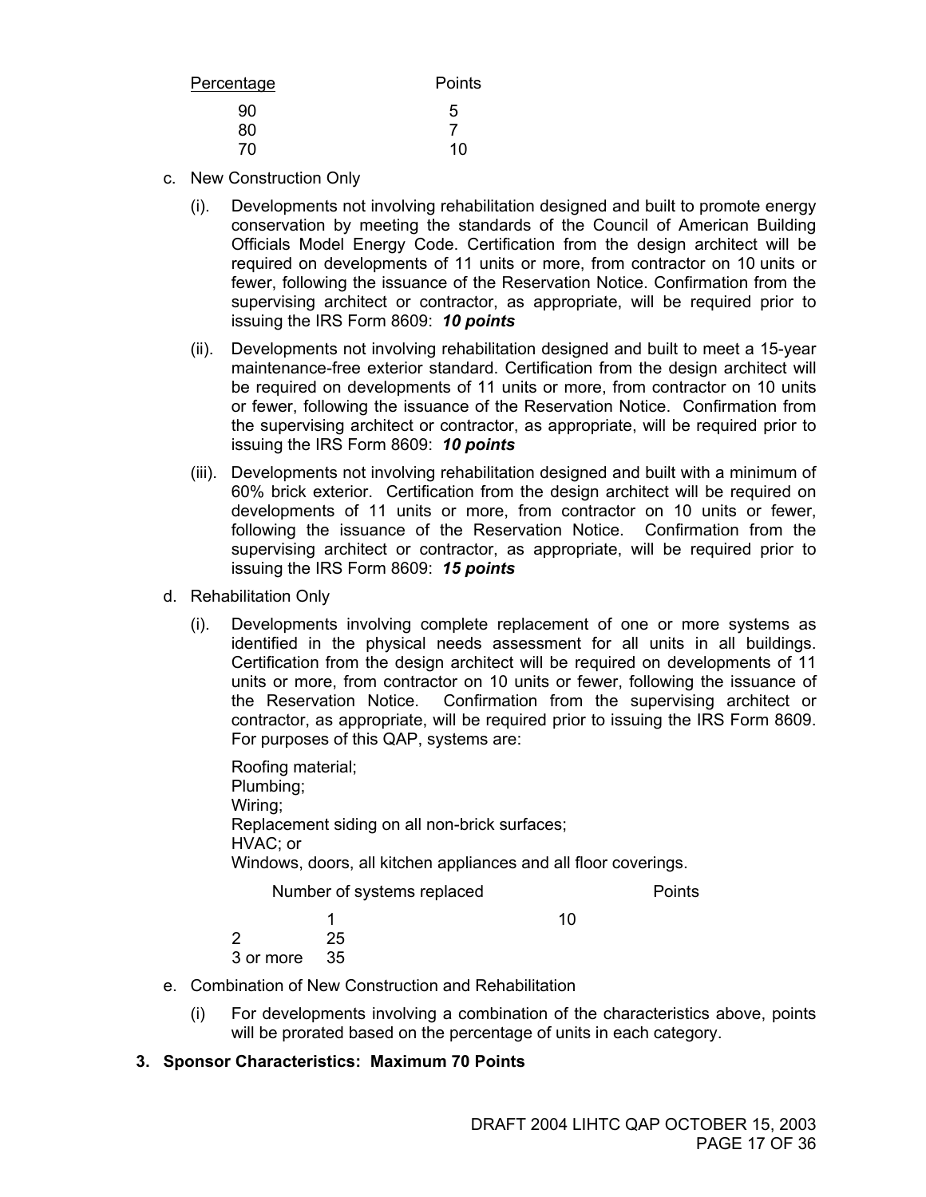| Percentage | Points |
|---|---|
| 90 | 5 |
| 80 | 7 |
| 70 | 10 |

c. New Construction Only

(i). Developments not involving rehabilitation designed and built to promote energy conservation by meeting the standards of the Council of American Building Officials Model Energy Code. Certification from the design architect will be required on developments of 11 units or more, from contractor on 10 units or fewer, following the issuance of the Reservation Notice. Confirmation from the supervising architect or contractor, as appropriate, will be required prior to issuing the IRS Form 8609: ***10 points***

(ii). Developments not involving rehabilitation designed and built to meet a 15-year maintenance-free exterior standard. Certification from the design architect will be required on developments of 11 units or more, from contractor on 10 units or fewer, following the issuance of the Reservation Notice. Confirmation from the supervising architect or contractor, as appropriate, will be required prior to issuing the IRS Form 8609: ***10 points***

(iii). Developments not involving rehabilitation designed and built with a minimum of 60% brick exterior. Certification from the design architect will be required on developments of 11 units or more, from contractor on 10 units or fewer, following the issuance of the Reservation Notice. Confirmation from the supervising architect or contractor, as appropriate, will be required prior to issuing the IRS Form 8609: ***15 points***

d. Rehabilitation Only

(i). Developments involving complete replacement of one or more systems as identified in the physical needs assessment for all units in all buildings. Certification from the design architect will be required on developments of 11 units or more, from contractor on 10 units or fewer, following the issuance of the Reservation Notice. Confirmation from the supervising architect or contractor, as appropriate, will be required prior to issuing the IRS Form 8609. For purposes of this QAP, systems are:

Roofing material;
Plumbing;
Wiring;
Replacement siding on all non-brick surfaces;
HVAC; or
Windows, doors, all kitchen appliances and all floor coverings.

| Number of systems replaced | Points |
|---|---|
| 1 | 10 |
| 2 | 25 |
| 3 or more | 35 |

e. Combination of New Construction and Rehabilitation

(i) For developments involving a combination of the characteristics above, points will be prorated based on the percentage of units in each category.

**3. Sponsor Characteristics: Maximum 70 Points**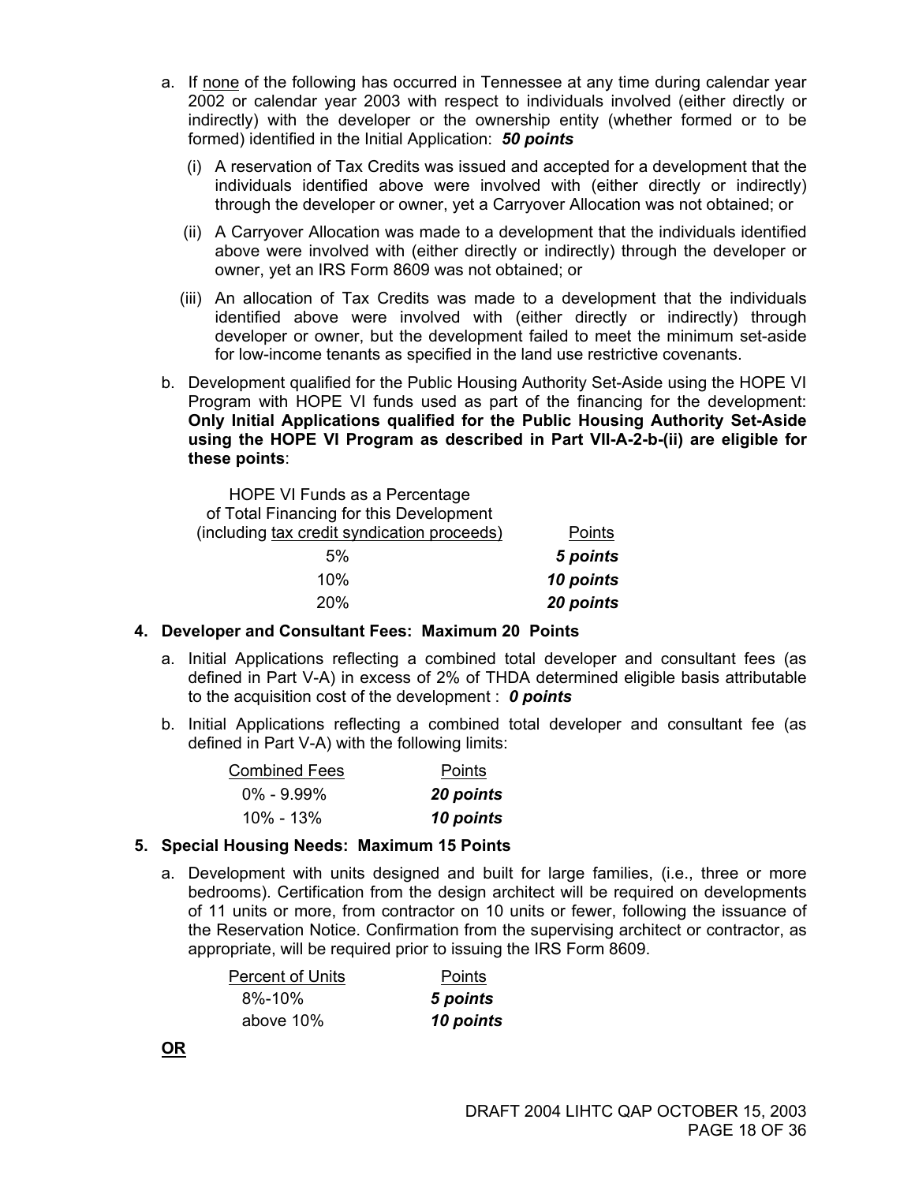a. If <u>none</u> of the following has occurred in Tennessee at any time during calendar year 2002 or calendar year 2003 with respect to individuals involved (either directly or indirectly) with the developer or the ownership entity (whether formed or to be formed) identified in the Initial Application: ***50 points***

   (i) A reservation of Tax Credits was issued and accepted for a development that the individuals identified above were involved with (either directly or indirectly) through the developer or owner, yet a Carryover Allocation was not obtained; or

   (ii) A Carryover Allocation was made to a development that the individuals identified above were involved with (either directly or indirectly) through the developer or owner, yet an IRS Form 8609 was not obtained; or

   (iii) An allocation of Tax Credits was made to a development that the individuals identified above were involved with (either directly or indirectly) through developer or owner, but the development failed to meet the minimum set-aside for low-income tenants as specified in the land use restrictive covenants.

b. Development qualified for the Public Housing Authority Set-Aside using the HOPE VI Program with HOPE VI funds used as part of the financing for the development: **Only Initial Applications qualified for the Public Housing Authority Set-Aside using the HOPE VI Program as described in Part VII-A-2-b-(ii) are eligible for these points**:

| HOPE VI Funds as a Percentage of Total Financing for this Development (including <u>tax credit syndication proceeds</u>) | <u>Points</u> |
|---|---|
| 5% | ***5 points*** |
| 10% | ***10 points*** |
| 20% | ***20 points*** |

**4. Developer and Consultant Fees: Maximum 20 Points**

a. Initial Applications reflecting a combined total developer and consultant fees (as defined in Part V-A) in excess of 2% of THDA determined eligible basis attributable to the acquisition cost of the development : ***0 points***

b. Initial Applications reflecting a combined total developer and consultant fee (as defined in Part V-A) with the following limits:

| <u>Combined Fees</u> | <u>Points</u> |
|---|---|
| 0% - 9.99% | ***20 points*** |
| 10% - 13% | ***10 points*** |

**5. Special Housing Needs: Maximum 15 Points**

a. Development with units designed and built for large families, (i.e., three or more bedrooms). Certification from the design architect will be required on developments of 11 units or more, from contractor on 10 units or fewer, following the issuance of the Reservation Notice. Confirmation from the supervising architect or contractor, as appropriate, will be required prior to issuing the IRS Form 8609.

| <u>Percent of Units</u> | <u>Points</u> |
|---|---|
| 8%-10% | ***5 points*** |
| above 10% | ***10 points*** |

<u>**OR**</u>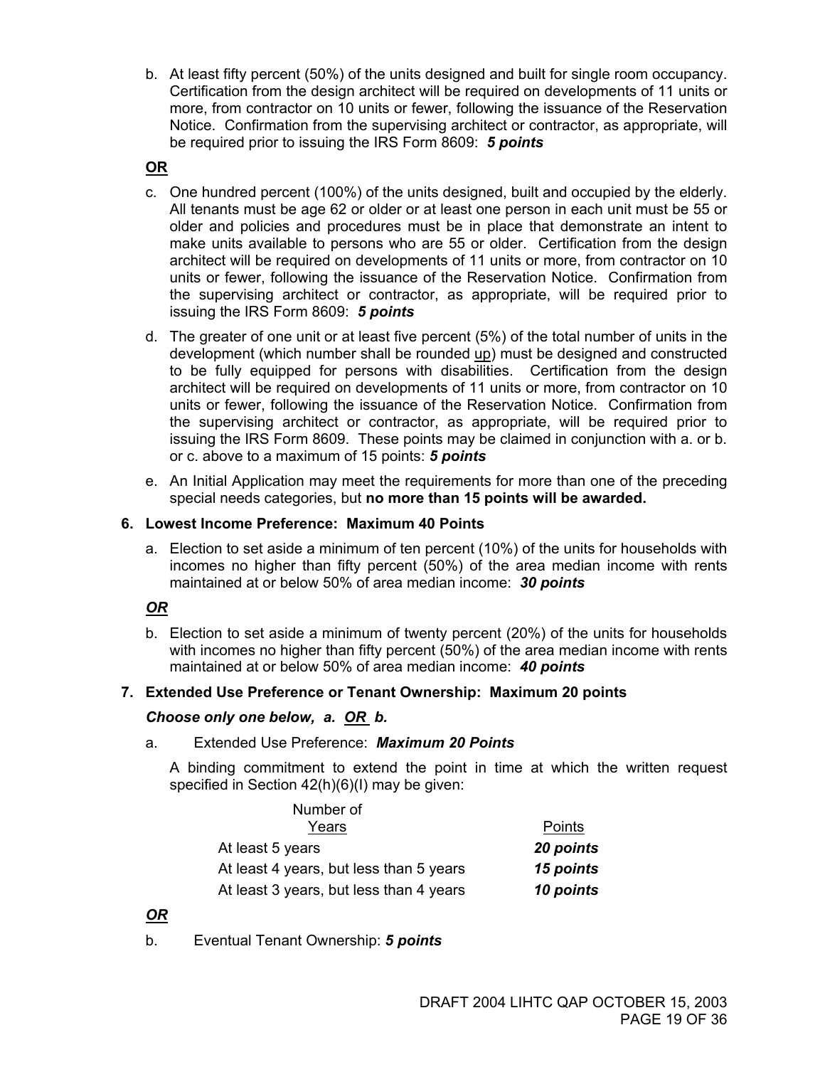b. At least fifty percent (50%) of the units designed and built for single room occupancy. Certification from the design architect will be required on developments of 11 units or more, from contractor on 10 units or fewer, following the issuance of the Reservation Notice. Confirmation from the supervising architect or contractor, as appropriate, will be required prior to issuing the IRS Form 8609: ***5 points***

**OR**

c. One hundred percent (100%) of the units designed, built and occupied by the elderly. All tenants must be age 62 or older or at least one person in each unit must be 55 or older and policies and procedures must be in place that demonstrate an intent to make units available to persons who are 55 or older. Certification from the design architect will be required on developments of 11 units or more, from contractor on 10 units or fewer, following the issuance of the Reservation Notice. Confirmation from the supervising architect or contractor, as appropriate, will be required prior to issuing the IRS Form 8609: ***5 points***

d. The greater of one unit or at least five percent (5%) of the total number of units in the development (which number shall be rounded up) must be designed and constructed to be fully equipped for persons with disabilities. Certification from the design architect will be required on developments of 11 units or more, from contractor on 10 units or fewer, following the issuance of the Reservation Notice. Confirmation from the supervising architect or contractor, as appropriate, will be required prior to issuing the IRS Form 8609. These points may be claimed in conjunction with a. or b. or c. above to a maximum of 15 points: ***5 points***

e. An Initial Application may meet the requirements for more than one of the preceding special needs categories, but **no more than 15 points will be awarded.**

**6. Lowest Income Preference: Maximum 40 Points**

a. Election to set aside a minimum of ten percent (10%) of the units for households with incomes no higher than fifty percent (50%) of the area median income with rents maintained at or below 50% of area median income: ***30 points***

***OR***

b. Election to set aside a minimum of twenty percent (20%) of the units for households with incomes no higher than fifty percent (50%) of the area median income with rents maintained at or below 50% of area median income: ***40 points***

**7. Extended Use Preference or Tenant Ownership: Maximum 20 points**

***Choose only one below, a. OR b.***

a. Extended Use Preference: ***Maximum 20 Points***

A binding commitment to extend the point in time at which the written request specified in Section 42(h)(6)(I) may be given:

| Number of Years | Points |
|---|---|
| At least 5 years | ***20 points*** |
| At least 4 years, but less than 5 years | ***15 points*** |
| At least 3 years, but less than 4 years | ***10 points*** |

***OR***

b. Eventual Tenant Ownership: ***5 points***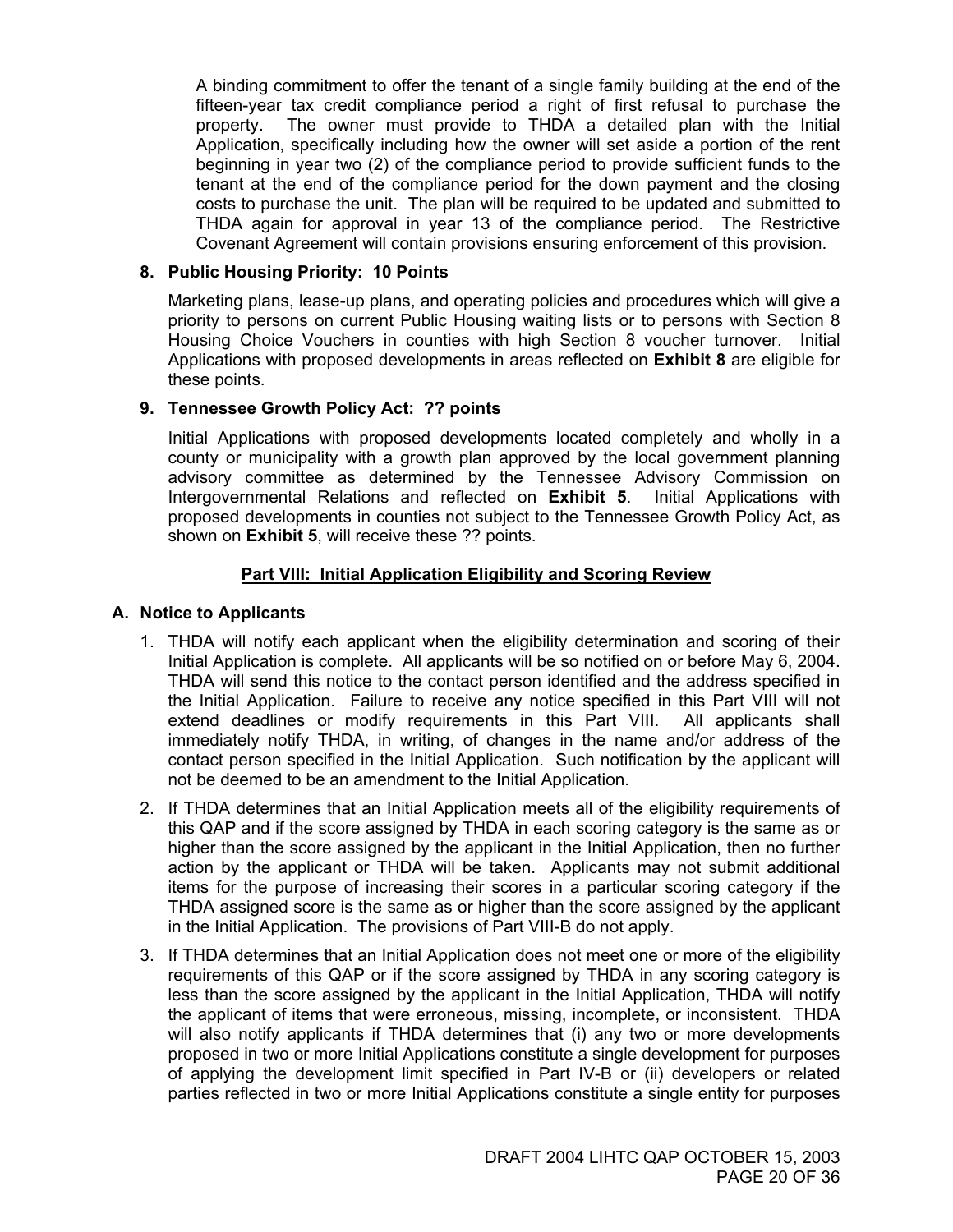A binding commitment to offer the tenant of a single family building at the end of the fifteen-year tax credit compliance period a right of first refusal to purchase the property. The owner must provide to THDA a detailed plan with the Initial Application, specifically including how the owner will set aside a portion of the rent beginning in year two (2) of the compliance period to provide sufficient funds to the tenant at the end of the compliance period for the down payment and the closing costs to purchase the unit. The plan will be required to be updated and submitted to THDA again for approval in year 13 of the compliance period. The Restrictive Covenant Agreement will contain provisions ensuring enforcement of this provision.

**8. Public Housing Priority: 10 Points**

Marketing plans, lease-up plans, and operating policies and procedures which will give a priority to persons on current Public Housing waiting lists or to persons with Section 8 Housing Choice Vouchers in counties with high Section 8 voucher turnover. Initial Applications with proposed developments in areas reflected on **Exhibit 8** are eligible for these points.

**9. Tennessee Growth Policy Act: ?? points**

Initial Applications with proposed developments located completely and wholly in a county or municipality with a growth plan approved by the local government planning advisory committee as determined by the Tennessee Advisory Commission on Intergovernmental Relations and reflected on **Exhibit 5**. Initial Applications with proposed developments in counties not subject to the Tennessee Growth Policy Act, as shown on **Exhibit 5**, will receive these ?? points.

## Part VIII: Initial Application Eligibility and Scoring Review

### A. Notice to Applicants

1. THDA will notify each applicant when the eligibility determination and scoring of their Initial Application is complete. All applicants will be so notified on or before May 6, 2004. THDA will send this notice to the contact person identified and the address specified in the Initial Application. Failure to receive any notice specified in this Part VIII will not extend deadlines or modify requirements in this Part VIII. All applicants shall immediately notify THDA, in writing, of changes in the name and/or address of the contact person specified in the Initial Application. Such notification by the applicant will not be deemed to be an amendment to the Initial Application.
2. If THDA determines that an Initial Application meets all of the eligibility requirements of this QAP and if the score assigned by THDA in each scoring category is the same as or higher than the score assigned by the applicant in the Initial Application, then no further action by the applicant or THDA will be taken. Applicants may not submit additional items for the purpose of increasing their scores in a particular scoring category if the THDA assigned score is the same as or higher than the score assigned by the applicant in the Initial Application. The provisions of Part VIII-B do not apply.
3. If THDA determines that an Initial Application does not meet one or more of the eligibility requirements of this QAP or if the score assigned by THDA in any scoring category is less than the score assigned by the applicant in the Initial Application, THDA will notify the applicant of items that were erroneous, missing, incomplete, or inconsistent. THDA will also notify applicants if THDA determines that (i) any two or more developments proposed in two or more Initial Applications constitute a single development for purposes of applying the development limit specified in Part IV-B or (ii) developers or related parties reflected in two or more Initial Applications constitute a single entity for purposes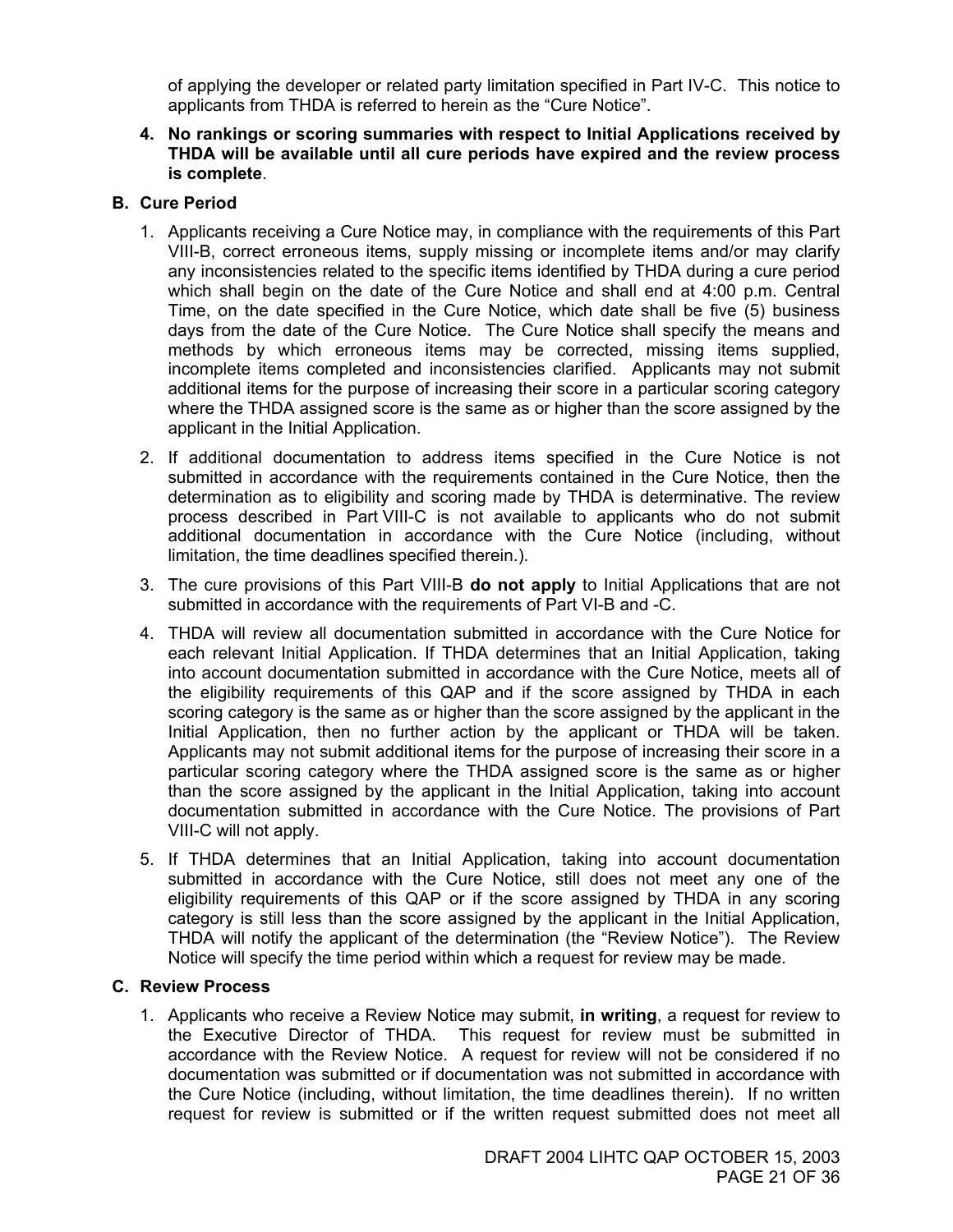of applying the developer or related party limitation specified in Part IV-C. This notice to applicants from THDA is referred to herein as the "Cure Notice".

4. **No rankings or scoring summaries with respect to Initial Applications received by THDA will be available until all cure periods have expired and the review process is complete**.

**B. Cure Period**

1. Applicants receiving a Cure Notice may, in compliance with the requirements of this Part VIII-B, correct erroneous items, supply missing or incomplete items and/or may clarify any inconsistencies related to the specific items identified by THDA during a cure period which shall begin on the date of the Cure Notice and shall end at 4:00 p.m. Central Time, on the date specified in the Cure Notice, which date shall be five (5) business days from the date of the Cure Notice. The Cure Notice shall specify the means and methods by which erroneous items may be corrected, missing items supplied, incomplete items completed and inconsistencies clarified. Applicants may not submit additional items for the purpose of increasing their score in a particular scoring category where the THDA assigned score is the same as or higher than the score assigned by the applicant in the Initial Application.

2. If additional documentation to address items specified in the Cure Notice is not submitted in accordance with the requirements contained in the Cure Notice, then the determination as to eligibility and scoring made by THDA is determinative. The review process described in Part VIII-C is not available to applicants who do not submit additional documentation in accordance with the Cure Notice (including, without limitation, the time deadlines specified therein.).

3. The cure provisions of this Part VIII-B **do not apply** to Initial Applications that are not submitted in accordance with the requirements of Part VI-B and -C.

4. THDA will review all documentation submitted in accordance with the Cure Notice for each relevant Initial Application. If THDA determines that an Initial Application, taking into account documentation submitted in accordance with the Cure Notice, meets all of the eligibility requirements of this QAP and if the score assigned by THDA in each scoring category is the same as or higher than the score assigned by the applicant in the Initial Application, then no further action by the applicant or THDA will be taken. Applicants may not submit additional items for the purpose of increasing their score in a particular scoring category where the THDA assigned score is the same as or higher than the score assigned by the applicant in the Initial Application, taking into account documentation submitted in accordance with the Cure Notice. The provisions of Part VIII-C will not apply.

5. If THDA determines that an Initial Application, taking into account documentation submitted in accordance with the Cure Notice, still does not meet any one of the eligibility requirements of this QAP or if the score assigned by THDA in any scoring category is still less than the score assigned by the applicant in the Initial Application, THDA will notify the applicant of the determination (the "Review Notice"). The Review Notice will specify the time period within which a request for review may be made.

**C. Review Process**

1. Applicants who receive a Review Notice may submit, **in writing**, a request for review to the Executive Director of THDA. This request for review must be submitted in accordance with the Review Notice. A request for review will not be considered if no documentation was submitted or if documentation was not submitted in accordance with the Cure Notice (including, without limitation, the time deadlines therein). If no written request for review is submitted or if the written request submitted does not meet all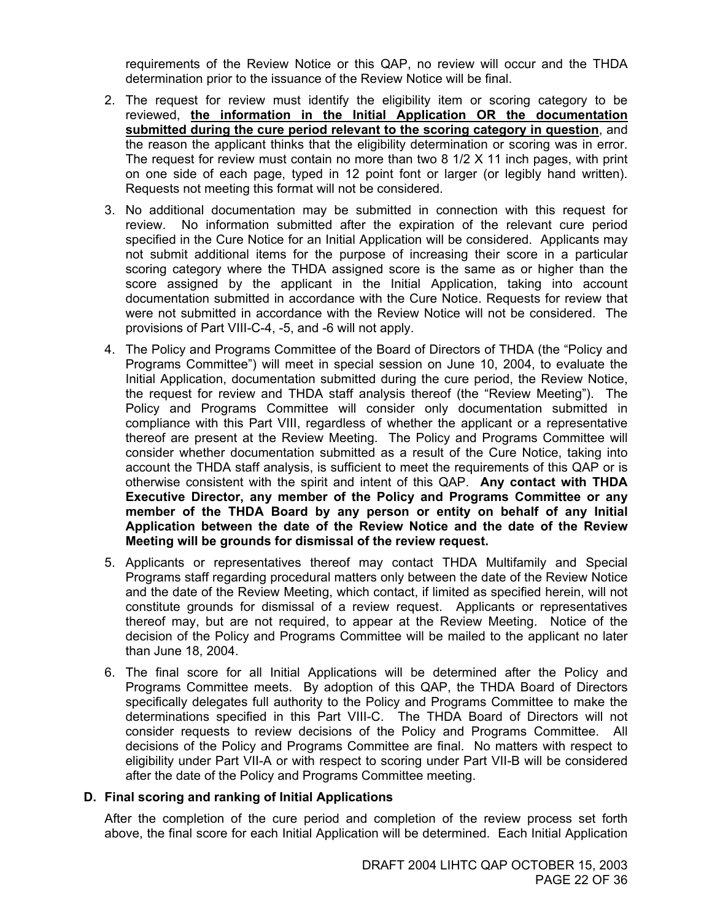requirements of the Review Notice or this QAP, no review will occur and the THDA determination prior to the issuance of the Review Notice will be final.

2. The request for review must identify the eligibility item or scoring category to be reviewed, **the information in the Initial Application OR the documentation submitted during the cure period relevant to the scoring category in question**, and the reason the applicant thinks that the eligibility determination or scoring was in error. The request for review must contain no more than two 8 1/2 X 11 inch pages, with print on one side of each page, typed in 12 point font or larger (or legibly hand written). Requests not meeting this format will not be considered.

3. No additional documentation may be submitted in connection with this request for review. No information submitted after the expiration of the relevant cure period specified in the Cure Notice for an Initial Application will be considered. Applicants may not submit additional items for the purpose of increasing their score in a particular scoring category where the THDA assigned score is the same as or higher than the score assigned by the applicant in the Initial Application, taking into account documentation submitted in accordance with the Cure Notice. Requests for review that were not submitted in accordance with the Review Notice will not be considered. The provisions of Part VIII-C-4, -5, and -6 will not apply.

4. The Policy and Programs Committee of the Board of Directors of THDA (the "Policy and Programs Committee") will meet in special session on June 10, 2004, to evaluate the Initial Application, documentation submitted during the cure period, the Review Notice, the request for review and THDA staff analysis thereof (the "Review Meeting"). The Policy and Programs Committee will consider only documentation submitted in compliance with this Part VIII, regardless of whether the applicant or a representative thereof are present at the Review Meeting. The Policy and Programs Committee will consider whether documentation submitted as a result of the Cure Notice, taking into account the THDA staff analysis, is sufficient to meet the requirements of this QAP or is otherwise consistent with the spirit and intent of this QAP. **Any contact with THDA Executive Director, any member of the Policy and Programs Committee or any member of the THDA Board by any person or entity on behalf of any Initial Application between the date of the Review Notice and the date of the Review Meeting will be grounds for dismissal of the review request.**

5. Applicants or representatives thereof may contact THDA Multifamily and Special Programs staff regarding procedural matters only between the date of the Review Notice and the date of the Review Meeting, which contact, if limited as specified herein, will not constitute grounds for dismissal of a review request. Applicants or representatives thereof may, but are not required, to appear at the Review Meeting. Notice of the decision of the Policy and Programs Committee will be mailed to the applicant no later than June 18, 2004.

6. The final score for all Initial Applications will be determined after the Policy and Programs Committee meets. By adoption of this QAP, the THDA Board of Directors specifically delegates full authority to the Policy and Programs Committee to make the determinations specified in this Part VIII-C. The THDA Board of Directors will not consider requests to review decisions of the Policy and Programs Committee. All decisions of the Policy and Programs Committee are final. No matters with respect to eligibility under Part VII-A or with respect to scoring under Part VII-B will be considered after the date of the Policy and Programs Committee meeting.

### D. Final scoring and ranking of Initial Applications

After the completion of the cure period and completion of the review process set forth above, the final score for each Initial Application will be determined. Each Initial Application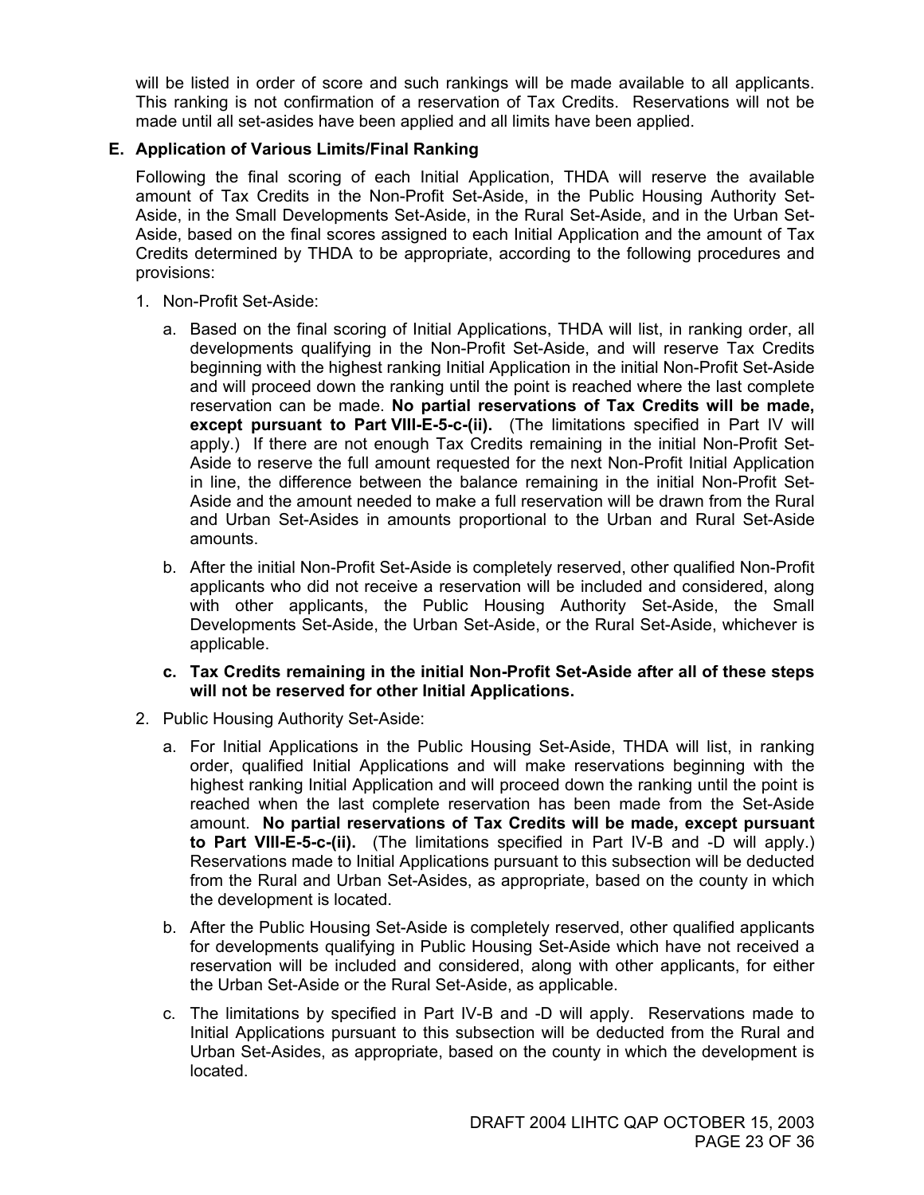will be listed in order of score and such rankings will be made available to all applicants. This ranking is not confirmation of a reservation of Tax Credits. Reservations will not be made until all set-asides have been applied and all limits have been applied.

**E. Application of Various Limits/Final Ranking**

Following the final scoring of each Initial Application, THDA will reserve the available amount of Tax Credits in the Non-Profit Set-Aside, in the Public Housing Authority Set-Aside, in the Small Developments Set-Aside, in the Rural Set-Aside, and in the Urban Set-Aside, based on the final scores assigned to each Initial Application and the amount of Tax Credits determined by THDA to be appropriate, according to the following procedures and provisions:

1. Non-Profit Set-Aside:

   a. Based on the final scoring of Initial Applications, THDA will list, in ranking order, all developments qualifying in the Non-Profit Set-Aside, and will reserve Tax Credits beginning with the highest ranking Initial Application in the initial Non-Profit Set-Aside and will proceed down the ranking until the point is reached where the last complete reservation can be made. **No partial reservations of Tax Credits will be made, except pursuant to Part VIII-E-5-c-(ii).** (The limitations specified in Part IV will apply.) If there are not enough Tax Credits remaining in the initial Non-Profit Set-Aside to reserve the full amount requested for the next Non-Profit Initial Application in line, the difference between the balance remaining in the initial Non-Profit Set-Aside and the amount needed to make a full reservation will be drawn from the Rural and Urban Set-Asides in amounts proportional to the Urban and Rural Set-Aside amounts.

   b. After the initial Non-Profit Set-Aside is completely reserved, other qualified Non-Profit applicants who did not receive a reservation will be included and considered, along with other applicants, the Public Housing Authority Set-Aside, the Small Developments Set-Aside, the Urban Set-Aside, or the Rural Set-Aside, whichever is applicable.

   **c. Tax Credits remaining in the initial Non-Profit Set-Aside after all of these steps will not be reserved for other Initial Applications.**

2. Public Housing Authority Set-Aside:

   a. For Initial Applications in the Public Housing Set-Aside, THDA will list, in ranking order, qualified Initial Applications and will make reservations beginning with the highest ranking Initial Application and will proceed down the ranking until the point is reached when the last complete reservation has been made from the Set-Aside amount. **No partial reservations of Tax Credits will be made, except pursuant to Part VIII-E-5-c-(ii).** (The limitations specified in Part IV-B and -D will apply.) Reservations made to Initial Applications pursuant to this subsection will be deducted from the Rural and Urban Set-Asides, as appropriate, based on the county in which the development is located.

   b. After the Public Housing Set-Aside is completely reserved, other qualified applicants for developments qualifying in Public Housing Set-Aside which have not received a reservation will be included and considered, along with other applicants, for either the Urban Set-Aside or the Rural Set-Aside, as applicable.

   c. The limitations by specified in Part IV-B and -D will apply. Reservations made to Initial Applications pursuant to this subsection will be deducted from the Rural and Urban Set-Asides, as appropriate, based on the county in which the development is located.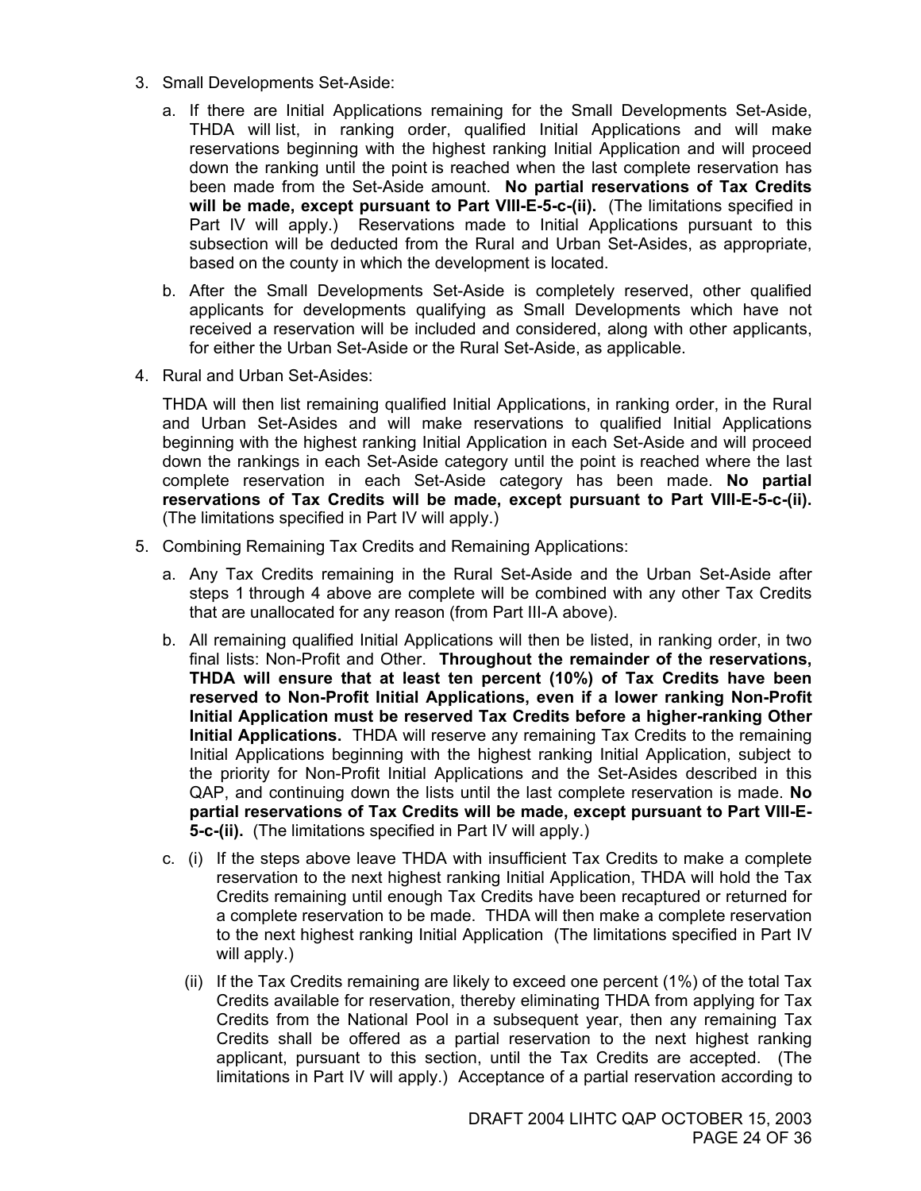3. Small Developments Set-Aside:

   a. If there are Initial Applications remaining for the Small Developments Set-Aside, THDA will list, in ranking order, qualified Initial Applications and will make reservations beginning with the highest ranking Initial Application and will proceed down the ranking until the point is reached when the last complete reservation has been made from the Set-Aside amount. **No partial reservations of Tax Credits will be made, except pursuant to Part VIII-E-5-c-(ii).** (The limitations specified in Part IV will apply.) Reservations made to Initial Applications pursuant to this subsection will be deducted from the Rural and Urban Set-Asides, as appropriate, based on the county in which the development is located.

   b. After the Small Developments Set-Aside is completely reserved, other qualified applicants for developments qualifying as Small Developments which have not received a reservation will be included and considered, along with other applicants, for either the Urban Set-Aside or the Rural Set-Aside, as applicable.

4. Rural and Urban Set-Asides:

   THDA will then list remaining qualified Initial Applications, in ranking order, in the Rural and Urban Set-Asides and will make reservations to qualified Initial Applications beginning with the highest ranking Initial Application in each Set-Aside and will proceed down the rankings in each Set-Aside category until the point is reached where the last complete reservation in each Set-Aside category has been made. **No partial reservations of Tax Credits will be made, except pursuant to Part VIII-E-5-c-(ii).** (The limitations specified in Part IV will apply.)

5. Combining Remaining Tax Credits and Remaining Applications:

   a. Any Tax Credits remaining in the Rural Set-Aside and the Urban Set-Aside after steps 1 through 4 above are complete will be combined with any other Tax Credits that are unallocated for any reason (from Part III-A above).

   b. All remaining qualified Initial Applications will then be listed, in ranking order, in two final lists: Non-Profit and Other. **Throughout the remainder of the reservations, THDA will ensure that at least ten percent (10%) of Tax Credits have been reserved to Non-Profit Initial Applications, even if a lower ranking Non-Profit Initial Application must be reserved Tax Credits before a higher-ranking Other Initial Applications.** THDA will reserve any remaining Tax Credits to the remaining Initial Applications beginning with the highest ranking Initial Application, subject to the priority for Non-Profit Initial Applications and the Set-Asides described in this QAP, and continuing down the lists until the last complete reservation is made. **No partial reservations of Tax Credits will be made, except pursuant to Part VIII-E-5-c-(ii).** (The limitations specified in Part IV will apply.)

   c. (i) If the steps above leave THDA with insufficient Tax Credits to make a complete reservation to the next highest ranking Initial Application, THDA will hold the Tax Credits remaining until enough Tax Credits have been recaptured or returned for a complete reservation to be made. THDA will then make a complete reservation to the next highest ranking Initial Application (The limitations specified in Part IV will apply.)

      (ii) If the Tax Credits remaining are likely to exceed one percent (1%) of the total Tax Credits available for reservation, thereby eliminating THDA from applying for Tax Credits from the National Pool in a subsequent year, then any remaining Tax Credits shall be offered as a partial reservation to the next highest ranking applicant, pursuant to this section, until the Tax Credits are accepted. (The limitations in Part IV will apply.) Acceptance of a partial reservation according to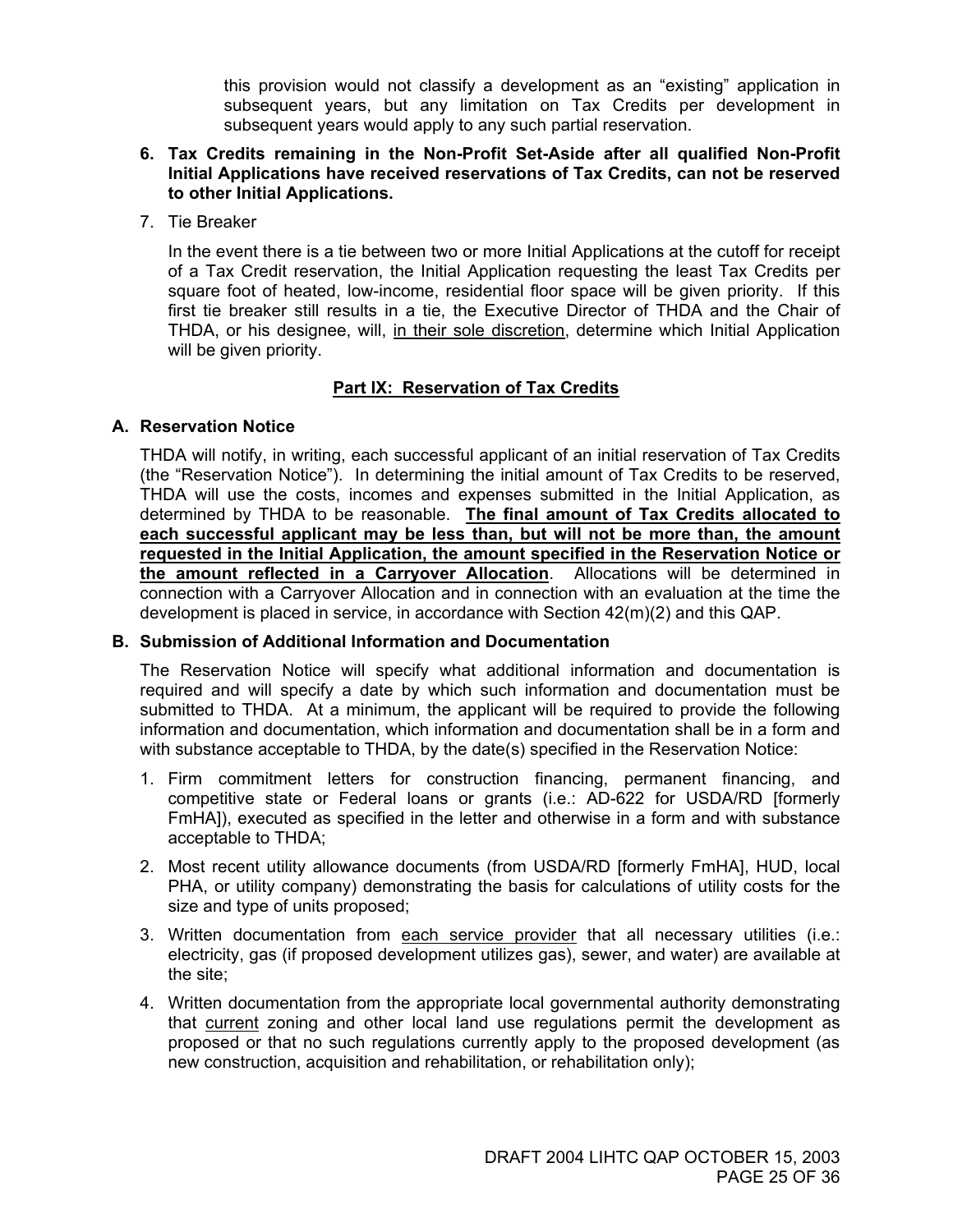this provision would not classify a development as an "existing" application in subsequent years, but any limitation on Tax Credits per development in subsequent years would apply to any such partial reservation.

6. **Tax Credits remaining in the Non-Profit Set-Aside after all qualified Non-Profit Initial Applications have received reservations of Tax Credits, can not be reserved to other Initial Applications.**

7. Tie Breaker

   In the event there is a tie between two or more Initial Applications at the cutoff for receipt of a Tax Credit reservation, the Initial Application requesting the least Tax Credits per square foot of heated, low-income, residential floor space will be given priority. If this first tie breaker still results in a tie, the Executive Director of THDA and the Chair of THDA, or his designee, will, <u>in their sole discretion</u>, determine which Initial Application will be given priority.

## Part IX: Reservation of Tax Credits

### A. Reservation Notice

THDA will notify, in writing, each successful applicant of an initial reservation of Tax Credits (the "Reservation Notice"). In determining the initial amount of Tax Credits to be reserved, THDA will use the costs, incomes and expenses submitted in the Initial Application, as determined by THDA to be reasonable. **<u>The final amount of Tax Credits allocated to each successful applicant may be less than, but will not be more than, the amount requested in the Initial Application, the amount specified in the Reservation Notice or the amount reflected in a Carryover Allocation</u>**. Allocations will be determined in connection with a Carryover Allocation and in connection with an evaluation at the time the development is placed in service, in accordance with Section 42(m)(2) and this QAP.

### B. Submission of Additional Information and Documentation

The Reservation Notice will specify what additional information and documentation is required and will specify a date by which such information and documentation must be submitted to THDA. At a minimum, the applicant will be required to provide the following information and documentation, which information and documentation shall be in a form and with substance acceptable to THDA, by the date(s) specified in the Reservation Notice:

1. Firm commitment letters for construction financing, permanent financing, and competitive state or Federal loans or grants (i.e.: AD-622 for USDA/RD [formerly FmHA]), executed as specified in the letter and otherwise in a form and with substance acceptable to THDA;

2. Most recent utility allowance documents (from USDA/RD [formerly FmHA], HUD, local PHA, or utility company) demonstrating the basis for calculations of utility costs for the size and type of units proposed;

3. Written documentation from <u>each service provider</u> that all necessary utilities (i.e.: electricity, gas (if proposed development utilizes gas), sewer, and water) are available at the site;

4. Written documentation from the appropriate local governmental authority demonstrating that <u>current</u> zoning and other local land use regulations permit the development as proposed or that no such regulations currently apply to the proposed development (as new construction, acquisition and rehabilitation, or rehabilitation only);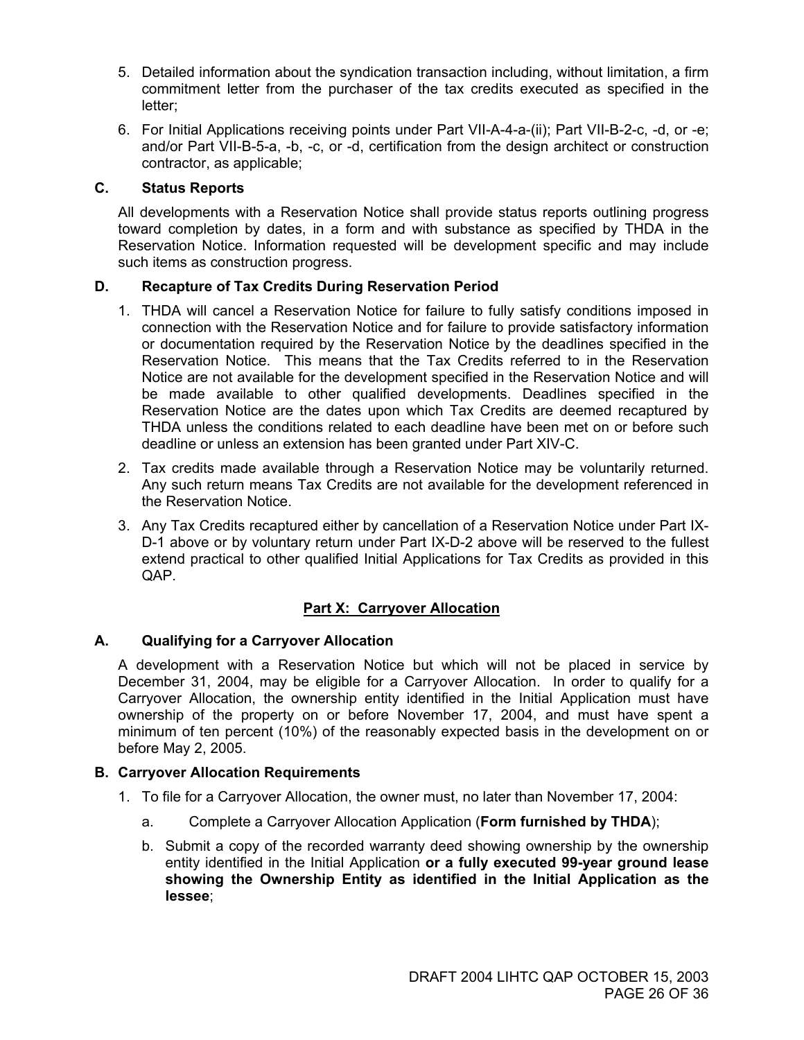5. Detailed information about the syndication transaction including, without limitation, a firm commitment letter from the purchaser of the tax credits executed as specified in the letter;

6. For Initial Applications receiving points under Part VII-A-4-a-(ii); Part VII-B-2-c, -d, or -e; and/or Part VII-B-5-a, -b, -c, or -d, certification from the design architect or construction contractor, as applicable;

### C. Status Reports

All developments with a Reservation Notice shall provide status reports outlining progress toward completion by dates, in a form and with substance as specified by THDA in the Reservation Notice. Information requested will be development specific and may include such items as construction progress.

### D. Recapture of Tax Credits During Reservation Period

1. THDA will cancel a Reservation Notice for failure to fully satisfy conditions imposed in connection with the Reservation Notice and for failure to provide satisfactory information or documentation required by the Reservation Notice by the deadlines specified in the Reservation Notice. This means that the Tax Credits referred to in the Reservation Notice are not available for the development specified in the Reservation Notice and will be made available to other qualified developments. Deadlines specified in the Reservation Notice are the dates upon which Tax Credits are deemed recaptured by THDA unless the conditions related to each deadline have been met on or before such deadline or unless an extension has been granted under Part XIV-C.

2. Tax credits made available through a Reservation Notice may be voluntarily returned. Any such return means Tax Credits are not available for the development referenced in the Reservation Notice.

3. Any Tax Credits recaptured either by cancellation of a Reservation Notice under Part IX-D-1 above or by voluntary return under Part IX-D-2 above will be reserved to the fullest extend practical to other qualified Initial Applications for Tax Credits as provided in this QAP.

## Part X: Carryover Allocation

### A. Qualifying for a Carryover Allocation

A development with a Reservation Notice but which will not be placed in service by December 31, 2004, may be eligible for a Carryover Allocation. In order to qualify for a Carryover Allocation, the ownership entity identified in the Initial Application must have ownership of the property on or before November 17, 2004, and must have spent a minimum of ten percent (10%) of the reasonably expected basis in the development on or before May 2, 2005.

### B. Carryover Allocation Requirements

1. To file for a Carryover Allocation, the owner must, no later than November 17, 2004:

    a. Complete a Carryover Allocation Application (**Form furnished by THDA**);

    b. Submit a copy of the recorded warranty deed showing ownership by the ownership entity identified in the Initial Application **or a fully executed 99-year ground lease showing the Ownership Entity as identified in the Initial Application as the lessee**;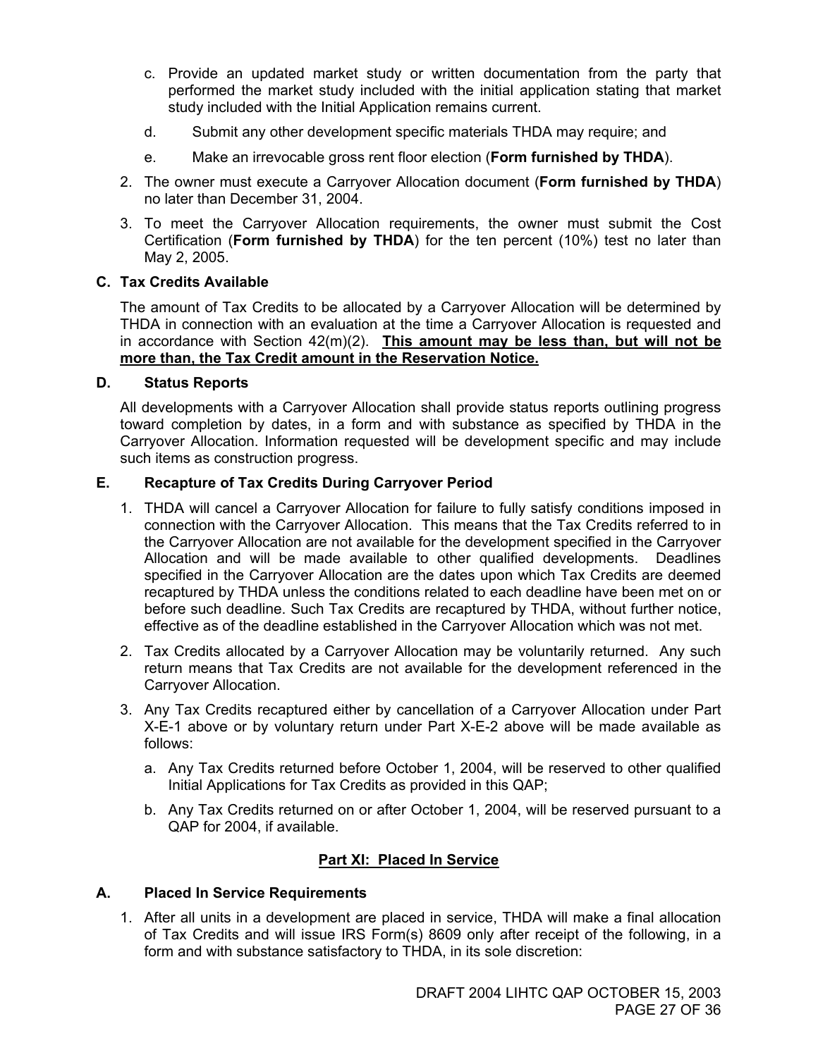c. Provide an updated market study or written documentation from the party that performed the market study included with the initial application stating that market study included with the Initial Application remains current.

d. Submit any other development specific materials THDA may require; and

e. Make an irrevocable gross rent floor election (**Form furnished by THDA**).

2. The owner must execute a Carryover Allocation document (**Form furnished by THDA**) no later than December 31, 2004.

3. To meet the Carryover Allocation requirements, the owner must submit the Cost Certification (**Form furnished by THDA**) for the ten percent (10%) test no later than May 2, 2005.

### C. Tax Credits Available

The amount of Tax Credits to be allocated by a Carryover Allocation will be determined by THDA in connection with an evaluation at the time a Carryover Allocation is requested and in accordance with Section 42(m)(2). **This amount may be less than, but will not be more than, the Tax Credit amount in the Reservation Notice.**

### D. Status Reports

All developments with a Carryover Allocation shall provide status reports outlining progress toward completion by dates, in a form and with substance as specified by THDA in the Carryover Allocation. Information requested will be development specific and may include such items as construction progress.

### E. Recapture of Tax Credits During Carryover Period

1. THDA will cancel a Carryover Allocation for failure to fully satisfy conditions imposed in connection with the Carryover Allocation. This means that the Tax Credits referred to in the Carryover Allocation are not available for the development specified in the Carryover Allocation and will be made available to other qualified developments. Deadlines specified in the Carryover Allocation are the dates upon which Tax Credits are deemed recaptured by THDA unless the conditions related to each deadline have been met on or before such deadline. Such Tax Credits are recaptured by THDA, without further notice, effective as of the deadline established in the Carryover Allocation which was not met.

2. Tax Credits allocated by a Carryover Allocation may be voluntarily returned. Any such return means that Tax Credits are not available for the development referenced in the Carryover Allocation.

3. Any Tax Credits recaptured either by cancellation of a Carryover Allocation under Part X-E-1 above or by voluntary return under Part X-E-2 above will be made available as follows:

   a. Any Tax Credits returned before October 1, 2004, will be reserved to other qualified Initial Applications for Tax Credits as provided in this QAP;

   b. Any Tax Credits returned on or after October 1, 2004, will be reserved pursuant to a QAP for 2004, if available.

## Part XI: Placed In Service

### A. Placed In Service Requirements

1. After all units in a development are placed in service, THDA will make a final allocation of Tax Credits and will issue IRS Form(s) 8609 only after receipt of the following, in a form and with substance satisfactory to THDA, in its sole discretion: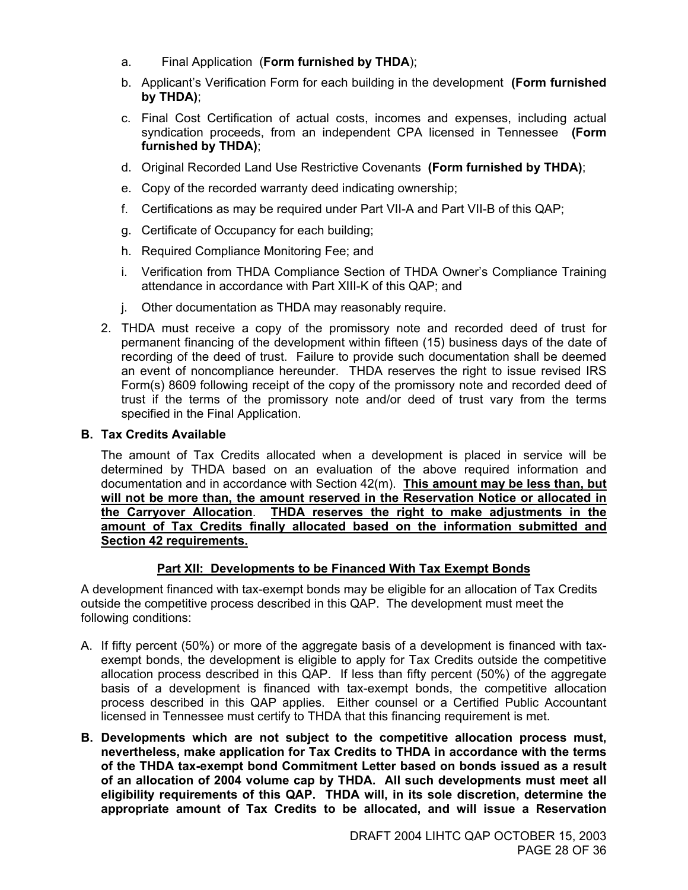a. Final Application (**Form furnished by THDA**);

b. Applicant's Verification Form for each building in the development **(Form furnished by THDA)**;

c. Final Cost Certification of actual costs, incomes and expenses, including actual syndication proceeds, from an independent CPA licensed in Tennessee **(Form furnished by THDA)**;

d. Original Recorded Land Use Restrictive Covenants **(Form furnished by THDA)**;

e. Copy of the recorded warranty deed indicating ownership;

f. Certifications as may be required under Part VII-A and Part VII-B of this QAP;

g. Certificate of Occupancy for each building;

h. Required Compliance Monitoring Fee; and

i. Verification from THDA Compliance Section of THDA Owner's Compliance Training attendance in accordance with Part XIII-K of this QAP; and

j. Other documentation as THDA may reasonably require.

2. THDA must receive a copy of the promissory note and recorded deed of trust for permanent financing of the development within fifteen (15) business days of the date of recording of the deed of trust. Failure to provide such documentation shall be deemed an event of noncompliance hereunder. THDA reserves the right to issue revised IRS Form(s) 8609 following receipt of the copy of the promissory note and recorded deed of trust if the terms of the promissory note and/or deed of trust vary from the terms specified in the Final Application.

**B. Tax Credits Available**

The amount of Tax Credits allocated when a development is placed in service will be determined by THDA based on an evaluation of the above required information and documentation and in accordance with Section 42(m). **This amount may be less than, but will not be more than, the amount reserved in the Reservation Notice or allocated in the Carryover Allocation**. **THDA reserves the right to make adjustments in the amount of Tax Credits finally allocated based on the information submitted and Section 42 requirements.**

## Part XII: Developments to be Financed With Tax Exempt Bonds

A development financed with tax-exempt bonds may be eligible for an allocation of Tax Credits outside the competitive process described in this QAP. The development must meet the following conditions:

A. If fifty percent (50%) or more of the aggregate basis of a development is financed with tax-exempt bonds, the development is eligible to apply for Tax Credits outside the competitive allocation process described in this QAP. If less than fifty percent (50%) of the aggregate basis of a development is financed with tax-exempt bonds, the competitive allocation process described in this QAP applies. Either counsel or a Certified Public Accountant licensed in Tennessee must certify to THDA that this financing requirement is met.

**B. Developments which are not subject to the competitive allocation process must, nevertheless, make application for Tax Credits to THDA in accordance with the terms of the THDA tax-exempt bond Commitment Letter based on bonds issued as a result of an allocation of 2004 volume cap by THDA. All such developments must meet all eligibility requirements of this QAP. THDA will, in its sole discretion, determine the appropriate amount of Tax Credits to be allocated, and will issue a Reservation**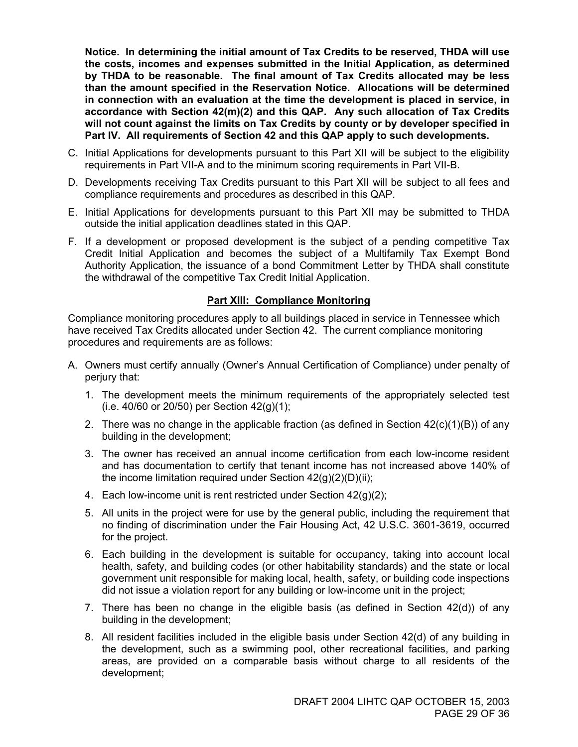**Notice. In determining the initial amount of Tax Credits to be reserved, THDA will use the costs, incomes and expenses submitted in the Initial Application, as determined by THDA to be reasonable. The final amount of Tax Credits allocated may be less than the amount specified in the Reservation Notice. Allocations will be determined in connection with an evaluation at the time the development is placed in service, in accordance with Section 42(m)(2) and this QAP. Any such allocation of Tax Credits will not count against the limits on Tax Credits by county or by developer specified in Part IV. All requirements of Section 42 and this QAP apply to such developments.**

C. Initial Applications for developments pursuant to this Part XII will be subject to the eligibility requirements in Part VII-A and to the minimum scoring requirements in Part VII-B.

D. Developments receiving Tax Credits pursuant to this Part XII will be subject to all fees and compliance requirements and procedures as described in this QAP.

E. Initial Applications for developments pursuant to this Part XII may be submitted to THDA outside the initial application deadlines stated in this QAP.

F. If a development or proposed development is the subject of a pending competitive Tax Credit Initial Application and becomes the subject of a Multifamily Tax Exempt Bond Authority Application, the issuance of a bond Commitment Letter by THDA shall constitute the withdrawal of the competitive Tax Credit Initial Application.

## Part XIII: Compliance Monitoring

Compliance monitoring procedures apply to all buildings placed in service in Tennessee which have received Tax Credits allocated under Section 42. The current compliance monitoring procedures and requirements are as follows:

A. Owners must certify annually (Owner's Annual Certification of Compliance) under penalty of perjury that:

1. The development meets the minimum requirements of the appropriately selected test (i.e. 40/60 or 20/50) per Section 42(g)(1);
2. There was no change in the applicable fraction (as defined in Section 42(c)(1)(B)) of any building in the development;
3. The owner has received an annual income certification from each low-income resident and has documentation to certify that tenant income has not increased above 140% of the income limitation required under Section 42(g)(2)(D)(ii);
4. Each low-income unit is rent restricted under Section 42(g)(2);
5. All units in the project were for use by the general public, including the requirement that no finding of discrimination under the Fair Housing Act, 42 U.S.C. 3601-3619, occurred for the project.
6. Each building in the development is suitable for occupancy, taking into account local health, safety, and building codes (or other habitability standards) and the state or local government unit responsible for making local, health, safety, or building code inspections did not issue a violation report for any building or low-income unit in the project;
7. There has been no change in the eligible basis (as defined in Section 42(d)) of any building in the development;
8. All resident facilities included in the eligible basis under Section 42(d) of any building in the development, such as a swimming pool, other recreational facilities, and parking areas, are provided on a comparable basis without charge to all residents of the development;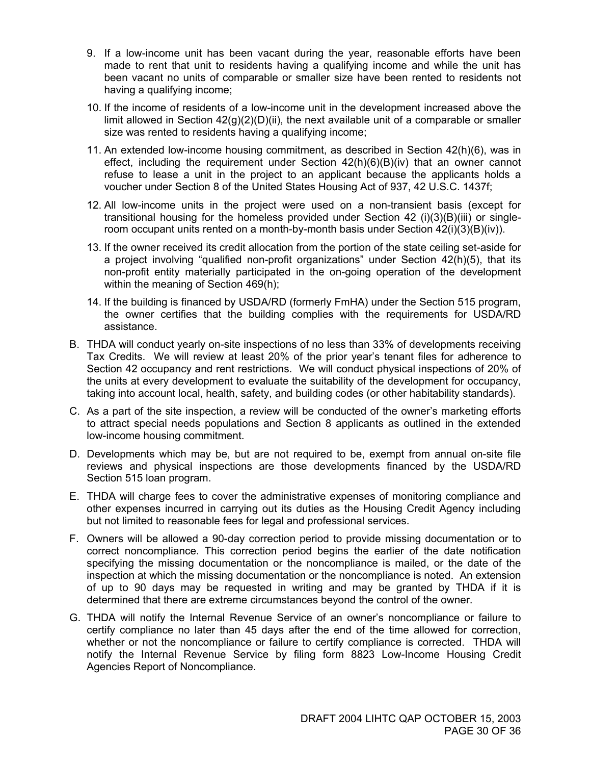9. If a low-income unit has been vacant during the year, reasonable efforts have been made to rent that unit to residents having a qualifying income and while the unit has been vacant no units of comparable or smaller size have been rented to residents not having a qualifying income;

10. If the income of residents of a low-income unit in the development increased above the limit allowed in Section 42(g)(2)(D)(ii), the next available unit of a comparable or smaller size was rented to residents having a qualifying income;

11. An extended low-income housing commitment, as described in Section 42(h)(6), was in effect, including the requirement under Section 42(h)(6)(B)(iv) that an owner cannot refuse to lease a unit in the project to an applicant because the applicants holds a voucher under Section 8 of the United States Housing Act of 937, 42 U.S.C. 1437f;

12. All low-income units in the project were used on a non-transient basis (except for transitional housing for the homeless provided under Section 42 (i)(3)(B)(iii) or single-room occupant units rented on a month-by-month basis under Section 42(i)(3)(B)(iv)).

13. If the owner received its credit allocation from the portion of the state ceiling set-aside for a project involving "qualified non-profit organizations" under Section 42(h)(5), that its non-profit entity materially participated in the on-going operation of the development within the meaning of Section 469(h);

14. If the building is financed by USDA/RD (formerly FmHA) under the Section 515 program, the owner certifies that the building complies with the requirements for USDA/RD assistance.

B. THDA will conduct yearly on-site inspections of no less than 33% of developments receiving Tax Credits. We will review at least 20% of the prior year's tenant files for adherence to Section 42 occupancy and rent restrictions. We will conduct physical inspections of 20% of the units at every development to evaluate the suitability of the development for occupancy, taking into account local, health, safety, and building codes (or other habitability standards).

C. As a part of the site inspection, a review will be conducted of the owner's marketing efforts to attract special needs populations and Section 8 applicants as outlined in the extended low-income housing commitment.

D. Developments which may be, but are not required to be, exempt from annual on-site file reviews and physical inspections are those developments financed by the USDA/RD Section 515 loan program.

E. THDA will charge fees to cover the administrative expenses of monitoring compliance and other expenses incurred in carrying out its duties as the Housing Credit Agency including but not limited to reasonable fees for legal and professional services.

F. Owners will be allowed a 90-day correction period to provide missing documentation or to correct noncompliance. This correction period begins the earlier of the date notification specifying the missing documentation or the noncompliance is mailed, or the date of the inspection at which the missing documentation or the noncompliance is noted. An extension of up to 90 days may be requested in writing and may be granted by THDA if it is determined that there are extreme circumstances beyond the control of the owner.

G. THDA will notify the Internal Revenue Service of an owner's noncompliance or failure to certify compliance no later than 45 days after the end of the time allowed for correction, whether or not the noncompliance or failure to certify compliance is corrected. THDA will notify the Internal Revenue Service by filing form 8823 Low-Income Housing Credit Agencies Report of Noncompliance.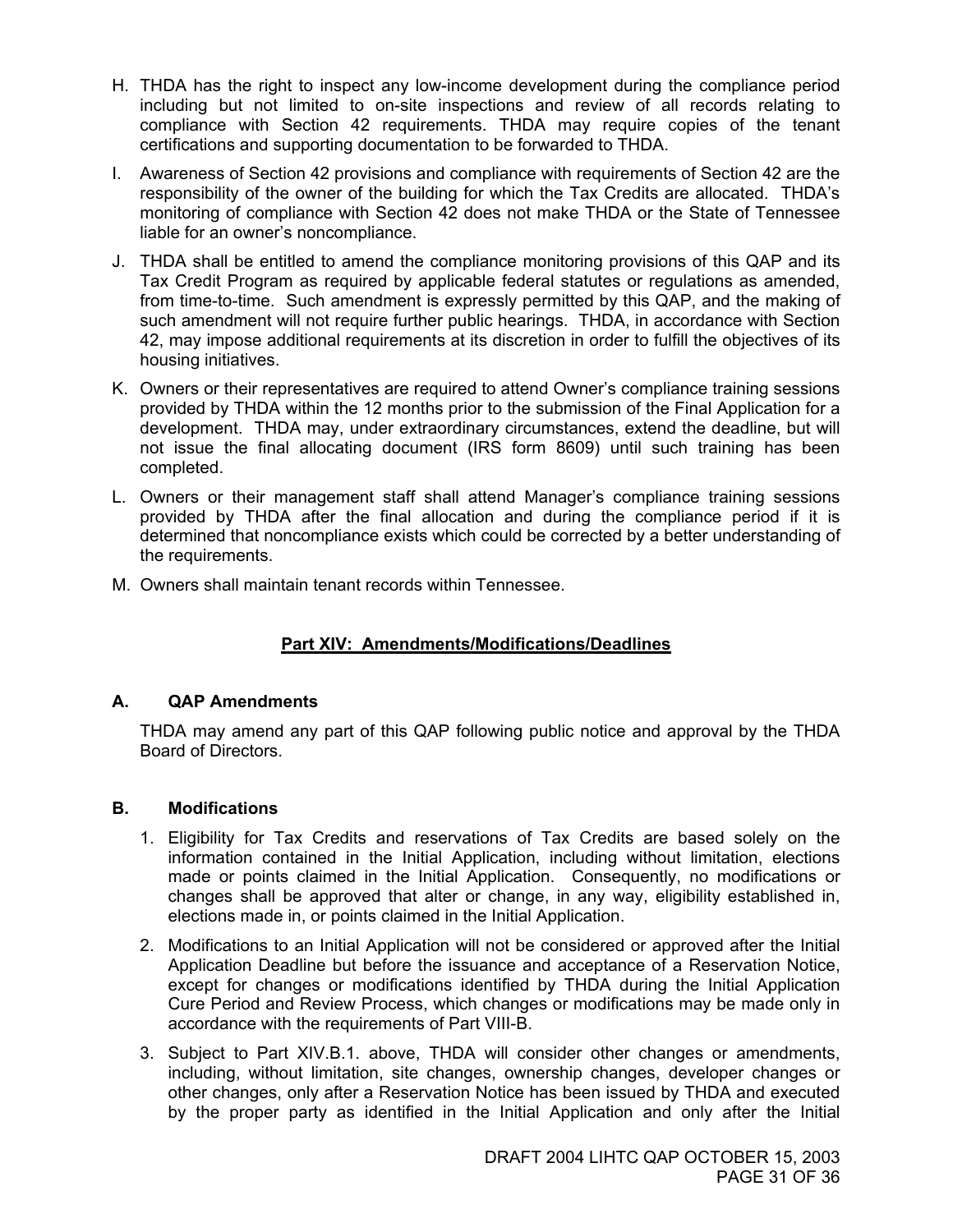H. THDA has the right to inspect any low-income development during the compliance period including but not limited to on-site inspections and review of all records relating to compliance with Section 42 requirements. THDA may require copies of the tenant certifications and supporting documentation to be forwarded to THDA.

I. Awareness of Section 42 provisions and compliance with requirements of Section 42 are the responsibility of the owner of the building for which the Tax Credits are allocated. THDA's monitoring of compliance with Section 42 does not make THDA or the State of Tennessee liable for an owner's noncompliance.

J. THDA shall be entitled to amend the compliance monitoring provisions of this QAP and its Tax Credit Program as required by applicable federal statutes or regulations as amended, from time-to-time. Such amendment is expressly permitted by this QAP, and the making of such amendment will not require further public hearings. THDA, in accordance with Section 42, may impose additional requirements at its discretion in order to fulfill the objectives of its housing initiatives.

K. Owners or their representatives are required to attend Owner's compliance training sessions provided by THDA within the 12 months prior to the submission of the Final Application for a development. THDA may, under extraordinary circumstances, extend the deadline, but will not issue the final allocating document (IRS form 8609) until such training has been completed.

L. Owners or their management staff shall attend Manager's compliance training sessions provided by THDA after the final allocation and during the compliance period if it is determined that noncompliance exists which could be corrected by a better understanding of the requirements.

M. Owners shall maintain tenant records within Tennessee.

## Part XIV: Amendments/Modifications/Deadlines

### A. QAP Amendments

THDA may amend any part of this QAP following public notice and approval by the THDA Board of Directors.

### B. Modifications

1. Eligibility for Tax Credits and reservations of Tax Credits are based solely on the information contained in the Initial Application, including without limitation, elections made or points claimed in the Initial Application. Consequently, no modifications or changes shall be approved that alter or change, in any way, eligibility established in, elections made in, or points claimed in the Initial Application.

2. Modifications to an Initial Application will not be considered or approved after the Initial Application Deadline but before the issuance and acceptance of a Reservation Notice, except for changes or modifications identified by THDA during the Initial Application Cure Period and Review Process, which changes or modifications may be made only in accordance with the requirements of Part VIII-B.

3. Subject to Part XIV.B.1. above, THDA will consider other changes or amendments, including, without limitation, site changes, ownership changes, developer changes or other changes, only after a Reservation Notice has been issued by THDA and executed by the proper party as identified in the Initial Application and only after the Initial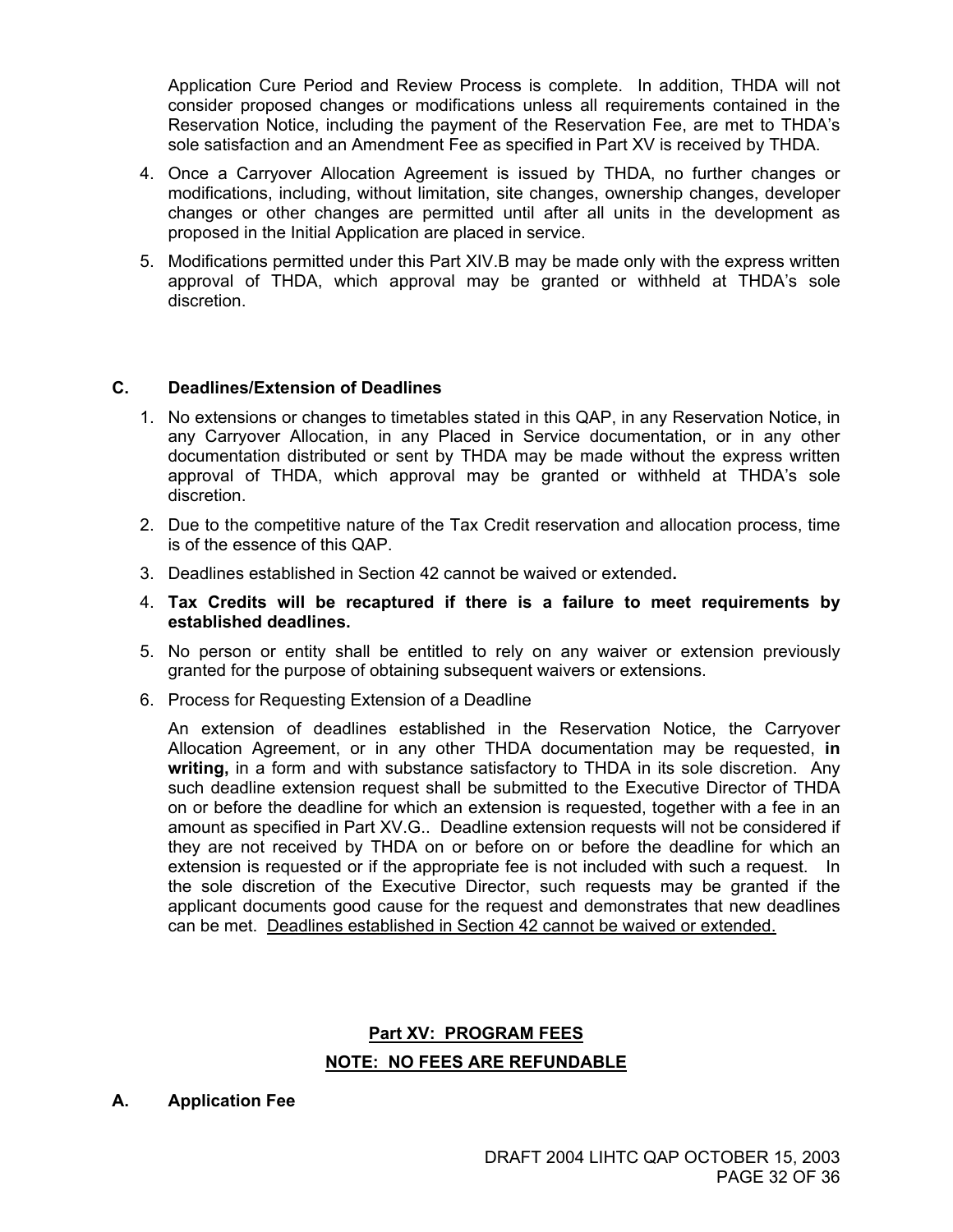Application Cure Period and Review Process is complete. In addition, THDA will not consider proposed changes or modifications unless all requirements contained in the Reservation Notice, including the payment of the Reservation Fee, are met to THDA's sole satisfaction and an Amendment Fee as specified in Part XV is received by THDA.

4. Once a Carryover Allocation Agreement is issued by THDA, no further changes or modifications, including, without limitation, site changes, ownership changes, developer changes or other changes are permitted until after all units in the development as proposed in the Initial Application are placed in service.

5. Modifications permitted under this Part XIV.B may be made only with the express written approval of THDA, which approval may be granted or withheld at THDA's sole discretion.

### C. Deadlines/Extension of Deadlines

1. No extensions or changes to timetables stated in this QAP, in any Reservation Notice, in any Carryover Allocation, in any Placed in Service documentation, or in any other documentation distributed or sent by THDA may be made without the express written approval of THDA, which approval may be granted or withheld at THDA's sole discretion.

2. Due to the competitive nature of the Tax Credit reservation and allocation process, time is of the essence of this QAP.

3. Deadlines established in Section 42 cannot be waived or extended**.**

4. **Tax Credits will be recaptured if there is a failure to meet requirements by established deadlines.**

5. No person or entity shall be entitled to rely on any waiver or extension previously granted for the purpose of obtaining subsequent waivers or extensions.

6. Process for Requesting Extension of a Deadline

   An extension of deadlines established in the Reservation Notice, the Carryover Allocation Agreement, or in any other THDA documentation may be requested, **in writing,** in a form and with substance satisfactory to THDA in its sole discretion. Any such deadline extension request shall be submitted to the Executive Director of THDA on or before the deadline for which an extension is requested, together with a fee in an amount as specified in Part XV.G.. Deadline extension requests will not be considered if they are not received by THDA on or before on or before the deadline for which an extension is requested or if the appropriate fee is not included with such a request. In the sole discretion of the Executive Director, such requests may be granted if the applicant documents good cause for the request and demonstrates that new deadlines can be met. <u>Deadlines established in Section 42 cannot be waived or extended.</u>

## <u>Part XV: PROGRAM FEES</u>

**<u>NOTE: NO FEES ARE REFUNDABLE</u>**

### A. Application Fee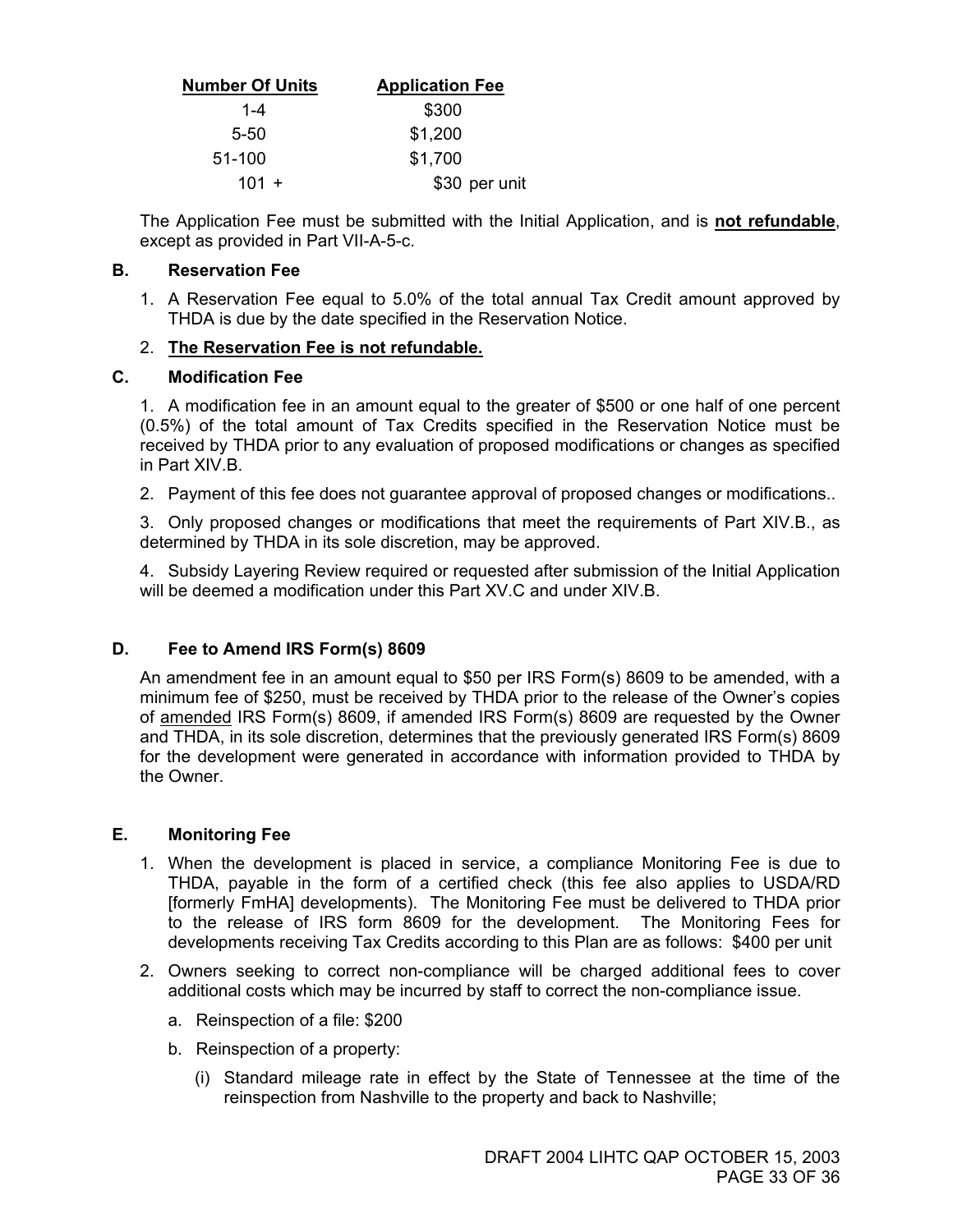| Number Of Units | Application Fee |
|---|---|
| 1-4 | $300 |
| 5-50 | $1,200 |
| 51-100 | $1,700 |
| 101 + | $30 per unit |

The Application Fee must be submitted with the Initial Application, and is **not refundable**, except as provided in Part VII-A-5-c.

**B. Reservation Fee**

1. A Reservation Fee equal to 5.0% of the total annual Tax Credit amount approved by THDA is due by the date specified in the Reservation Notice.
2. **The Reservation Fee is not refundable.**

**C. Modification Fee**

1. A modification fee in an amount equal to the greater of $500 or one half of one percent (0.5%) of the total amount of Tax Credits specified in the Reservation Notice must be received by THDA prior to any evaluation of proposed modifications or changes as specified in Part XIV.B.

2. Payment of this fee does not guarantee approval of proposed changes or modifications..

3. Only proposed changes or modifications that meet the requirements of Part XIV.B., as determined by THDA in its sole discretion, may be approved.

4. Subsidy Layering Review required or requested after submission of the Initial Application will be deemed a modification under this Part XV.C and under XIV.B.

**D. Fee to Amend IRS Form(s) 8609**

An amendment fee in an amount equal to $50 per IRS Form(s) 8609 to be amended, with a minimum fee of $250, must be received by THDA prior to the release of the Owner's copies of amended IRS Form(s) 8609, if amended IRS Form(s) 8609 are requested by the Owner and THDA, in its sole discretion, determines that the previously generated IRS Form(s) 8609 for the development were generated in accordance with information provided to THDA by the Owner.

**E. Monitoring Fee**

1. When the development is placed in service, a compliance Monitoring Fee is due to THDA, payable in the form of a certified check (this fee also applies to USDA/RD [formerly FmHA] developments). The Monitoring Fee must be delivered to THDA prior to the release of IRS form 8609 for the development. The Monitoring Fees for developments receiving Tax Credits according to this Plan are as follows: $400 per unit
2. Owners seeking to correct non-compliance will be charged additional fees to cover additional costs which may be incurred by staff to correct the non-compliance issue.
   a. Reinspection of a file: $200
   b. Reinspection of a property:
      (i) Standard mileage rate in effect by the State of Tennessee at the time of the reinspection from Nashville to the property and back to Nashville;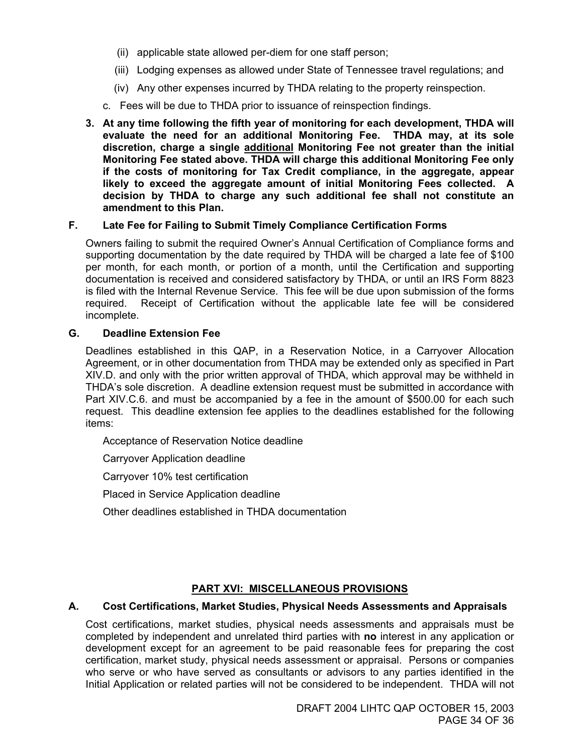(ii) applicable state allowed per-diem for one staff person;

(iii) Lodging expenses as allowed under State of Tennessee travel regulations; and

(iv) Any other expenses incurred by THDA relating to the property reinspection.

c. Fees will be due to THDA prior to issuance of reinspection findings.

**3. At any time following the fifth year of monitoring for each development, THDA will evaluate the need for an additional Monitoring Fee. THDA may, at its sole discretion, charge a single <u>additional</u> Monitoring Fee not greater than the initial Monitoring Fee stated above. THDA will charge this additional Monitoring Fee only if the costs of monitoring for Tax Credit compliance, in the aggregate, appear likely to exceed the aggregate amount of initial Monitoring Fees collected. A decision by THDA to charge any such additional fee shall not constitute an amendment to this Plan.**

### F. Late Fee for Failing to Submit Timely Compliance Certification Forms

Owners failing to submit the required Owner's Annual Certification of Compliance forms and supporting documentation by the date required by THDA will be charged a late fee of $100 per month, for each month, or portion of a month, until the Certification and supporting documentation is received and considered satisfactory by THDA, or until an IRS Form 8823 is filed with the Internal Revenue Service. This fee will be due upon submission of the forms required. Receipt of Certification without the applicable late fee will be considered incomplete.

### G. Deadline Extension Fee

Deadlines established in this QAP, in a Reservation Notice, in a Carryover Allocation Agreement, or in other documentation from THDA may be extended only as specified in Part XIV.D. and only with the prior written approval of THDA, which approval may be withheld in THDA's sole discretion. A deadline extension request must be submitted in accordance with Part XIV.C.6. and must be accompanied by a fee in the amount of $500.00 for each such request. This deadline extension fee applies to the deadlines established for the following items:

Acceptance of Reservation Notice deadline

Carryover Application deadline

Carryover 10% test certification

Placed in Service Application deadline

Other deadlines established in THDA documentation

## PART XVI: MISCELLANEOUS PROVISIONS

### A. Cost Certifications, Market Studies, Physical Needs Assessments and Appraisals

Cost certifications, market studies, physical needs assessments and appraisals must be completed by independent and unrelated third parties with **no** interest in any application or development except for an agreement to be paid reasonable fees for preparing the cost certification, market study, physical needs assessment or appraisal. Persons or companies who serve or who have served as consultants or advisors to any parties identified in the Initial Application or related parties will not be considered to be independent. THDA will not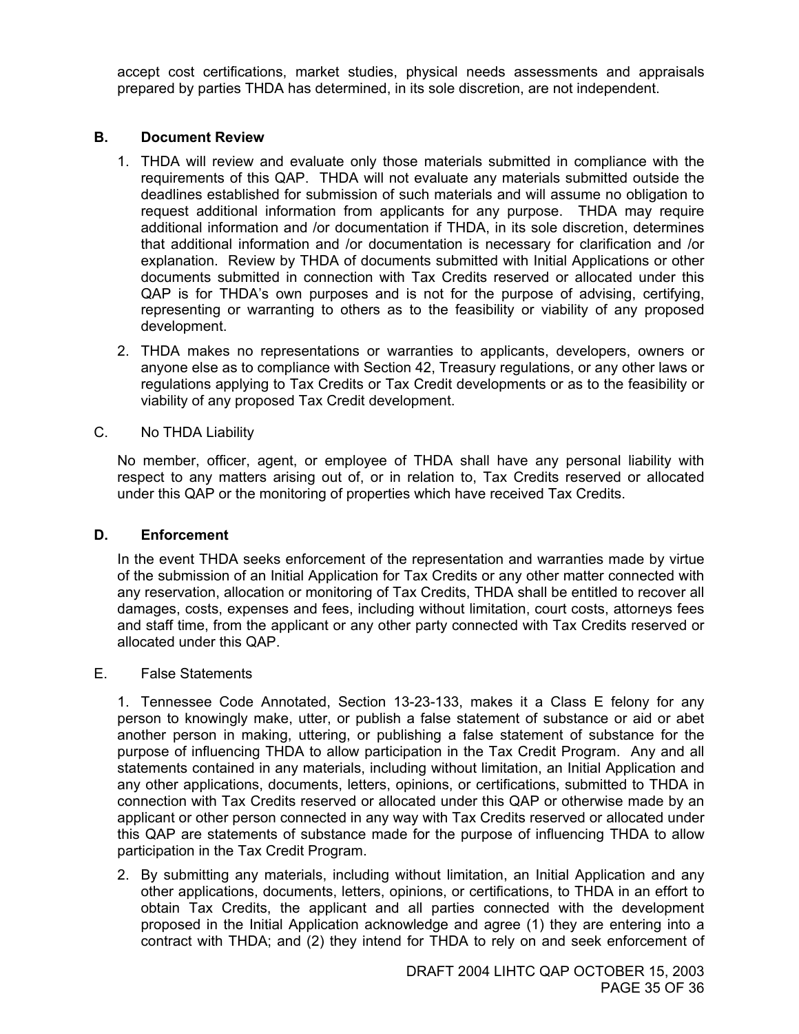accept cost certifications, market studies, physical needs assessments and appraisals prepared by parties THDA has determined, in its sole discretion, are not independent.

### B. Document Review

1. THDA will review and evaluate only those materials submitted in compliance with the requirements of this QAP. THDA will not evaluate any materials submitted outside the deadlines established for submission of such materials and will assume no obligation to request additional information from applicants for any purpose. THDA may require additional information and /or documentation if THDA, in its sole discretion, determines that additional information and /or documentation is necessary for clarification and /or explanation. Review by THDA of documents submitted with Initial Applications or other documents submitted in connection with Tax Credits reserved or allocated under this QAP is for THDA's own purposes and is not for the purpose of advising, certifying, representing or warranting to others as to the feasibility or viability of any proposed development.
2. THDA makes no representations or warranties to applicants, developers, owners or anyone else as to compliance with Section 42, Treasury regulations, or any other laws or regulations applying to Tax Credits or Tax Credit developments or as to the feasibility or viability of any proposed Tax Credit development.

C. No THDA Liability

No member, officer, agent, or employee of THDA shall have any personal liability with respect to any matters arising out of, or in relation to, Tax Credits reserved or allocated under this QAP or the monitoring of properties which have received Tax Credits.

### D. Enforcement

In the event THDA seeks enforcement of the representation and warranties made by virtue of the submission of an Initial Application for Tax Credits or any other matter connected with any reservation, allocation or monitoring of Tax Credits, THDA shall be entitled to recover all damages, costs, expenses and fees, including without limitation, court costs, attorneys fees and staff time, from the applicant or any other party connected with Tax Credits reserved or allocated under this QAP.

E. False Statements

1. Tennessee Code Annotated, Section 13-23-133, makes it a Class E felony for any person to knowingly make, utter, or publish a false statement of substance or aid or abet another person in making, uttering, or publishing a false statement of substance for the purpose of influencing THDA to allow participation in the Tax Credit Program. Any and all statements contained in any materials, including without limitation, an Initial Application and any other applications, documents, letters, opinions, or certifications, submitted to THDA in connection with Tax Credits reserved or allocated under this QAP or otherwise made by an applicant or other person connected in any way with Tax Credits reserved or allocated under this QAP are statements of substance made for the purpose of influencing THDA to allow participation in the Tax Credit Program.
2. By submitting any materials, including without limitation, an Initial Application and any other applications, documents, letters, opinions, or certifications, to THDA in an effort to obtain Tax Credits, the applicant and all parties connected with the development proposed in the Initial Application acknowledge and agree (1) they are entering into a contract with THDA; and (2) they intend for THDA to rely on and seek enforcement of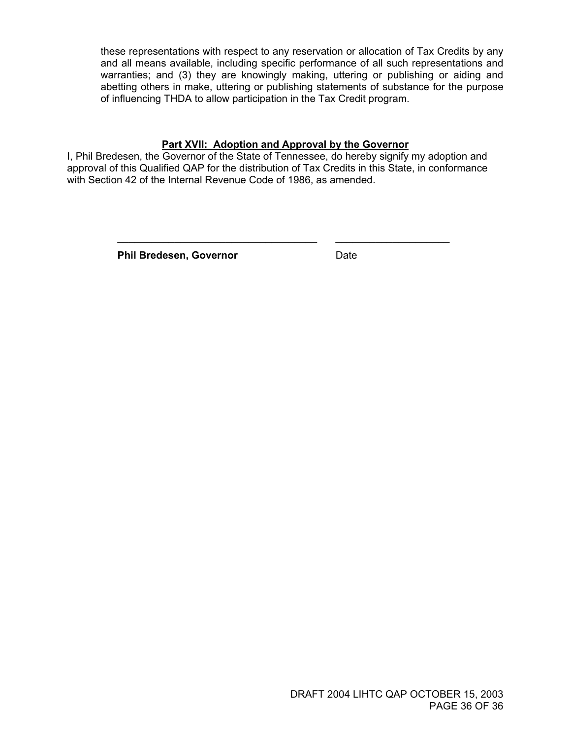these representations with respect to any reservation or allocation of Tax Credits by any and all means available, including specific performance of all such representations and warranties; and (3) they are knowingly making, uttering or publishing or aiding and abetting others in make, uttering or publishing statements of substance for the purpose of influencing THDA to allow participation in the Tax Credit program.

## Part XVII: Adoption and Approval by the Governor

I, Phil Bredesen, the Governor of the State of Tennessee, do hereby signify my adoption and approval of this Qualified QAP for the distribution of Tax Credits in this State, in conformance with Section 42 of the Internal Revenue Code of 1986, as amended.

\_\_\_\_\_\_\_\_\_\_\_\_\_\_\_\_\_\_\_\_\_\_\_\_\_\_\_\_\_\_\_\_\_\_\_\_ \_\_\_\_\_\_\_\_\_\_\_\_\_\_\_\_\_\_\_\_

**Phil Bredesen, Governor** Date